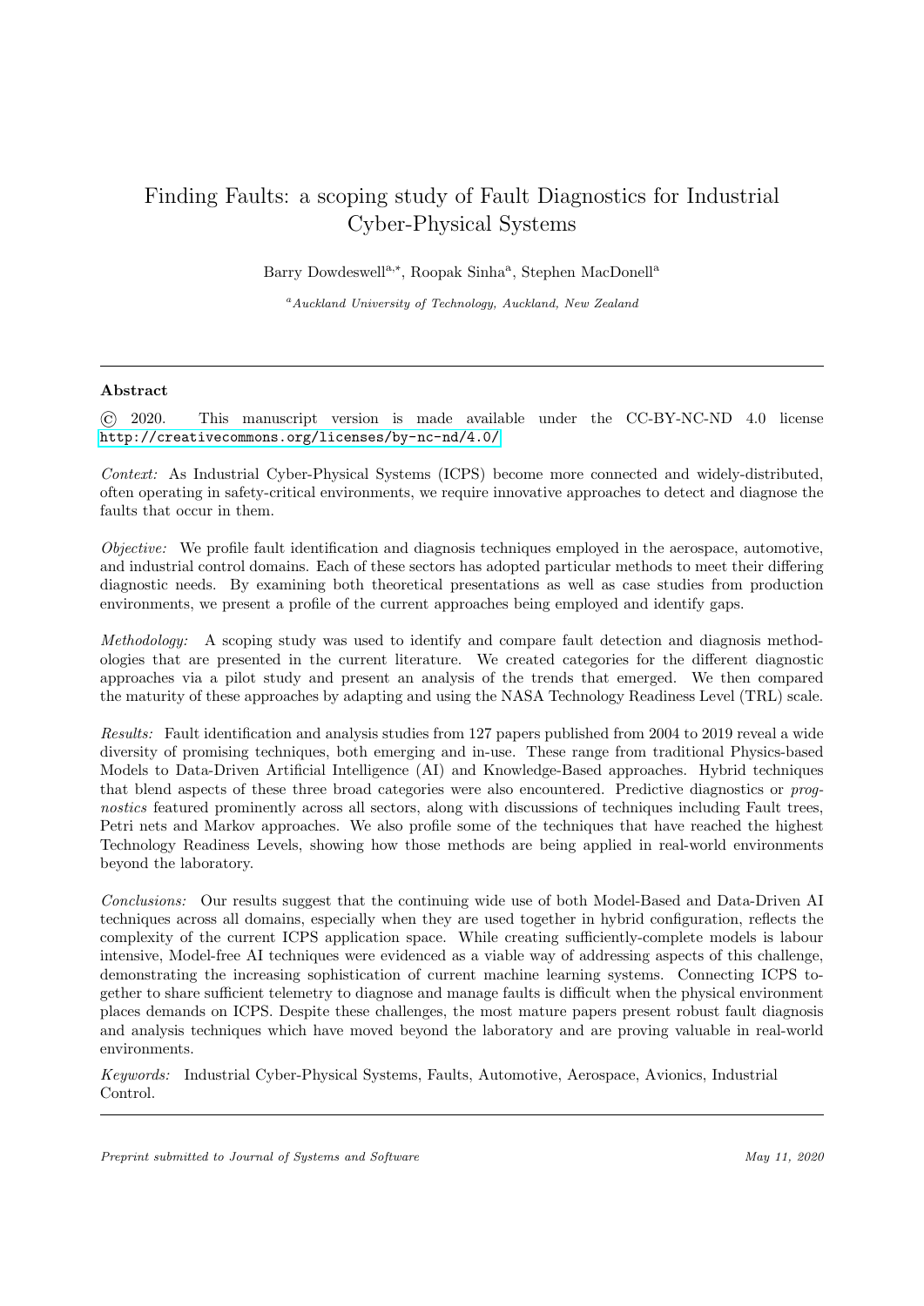# Finding Faults: a scoping study of Fault Diagnostics for Industrial Cyber-Physical Systems

Barry Dowdeswell[a,*], Roopak Sinha[a], Stephen MacDonell[a]

[a]*Auckland University of Technology, Auckland, New Zealand*

---

## Abstract

© 2020. This manuscript version is made available under the CC-BY-NC-ND 4.0 license http://creativecommons.org/licenses/by-nc-nd/4.0/

*Context:* As Industrial Cyber-Physical Systems (ICPS) become more connected and widely-distributed, often operating in safety-critical environments, we require innovative approaches to detect and diagnose the faults that occur in them.

*Objective:* We profile fault identification and diagnosis techniques employed in the aerospace, automotive, and industrial control domains. Each of these sectors has adopted particular methods to meet their differing diagnostic needs. By examining both theoretical presentations as well as case studies from production environments, we present a profile of the current approaches being employed and identify gaps.

*Methodology:* A scoping study was used to identify and compare fault detection and diagnosis methodologies that are presented in the current literature. We created categories for the different diagnostic approaches via a pilot study and present an analysis of the trends that emerged. We then compared the maturity of these approaches by adapting and using the NASA Technology Readiness Level (TRL) scale.

*Results:* Fault identification and analysis studies from 127 papers published from 2004 to 2019 reveal a wide diversity of promising techniques, both emerging and in-use. These range from traditional Physics-based Models to Data-Driven Artificial Intelligence (AI) and Knowledge-Based approaches. Hybrid techniques that blend aspects of these three broad categories were also encountered. Predictive diagnostics or *prognostics* featured prominently across all sectors, along with discussions of techniques including Fault trees, Petri nets and Markov approaches. We also profile some of the techniques that have reached the highest Technology Readiness Levels, showing how those methods are being applied in real-world environments beyond the laboratory.

*Conclusions:* Our results suggest that the continuing wide use of both Model-Based and Data-Driven AI techniques across all domains, especially when they are used together in hybrid configuration, reflects the complexity of the current ICPS application space. While creating sufficiently-complete models is labour intensive, Model-free AI techniques were evidenced as a viable way of addressing aspects of this challenge, demonstrating the increasing sophistication of current machine learning systems. Connecting ICPS together to share sufficient telemetry to diagnose and manage faults is difficult when the physical environment places demands on ICPS. Despite these challenges, the most mature papers present robust fault diagnosis and analysis techniques which have moved beyond the laboratory and are proving valuable in real-world environments.

*Keywords:* Industrial Cyber-Physical Systems, Faults, Automotive, Aerospace, Avionics, Industrial Control.

---

*Preprint submitted to Journal of Systems and Software* *May 11, 2020*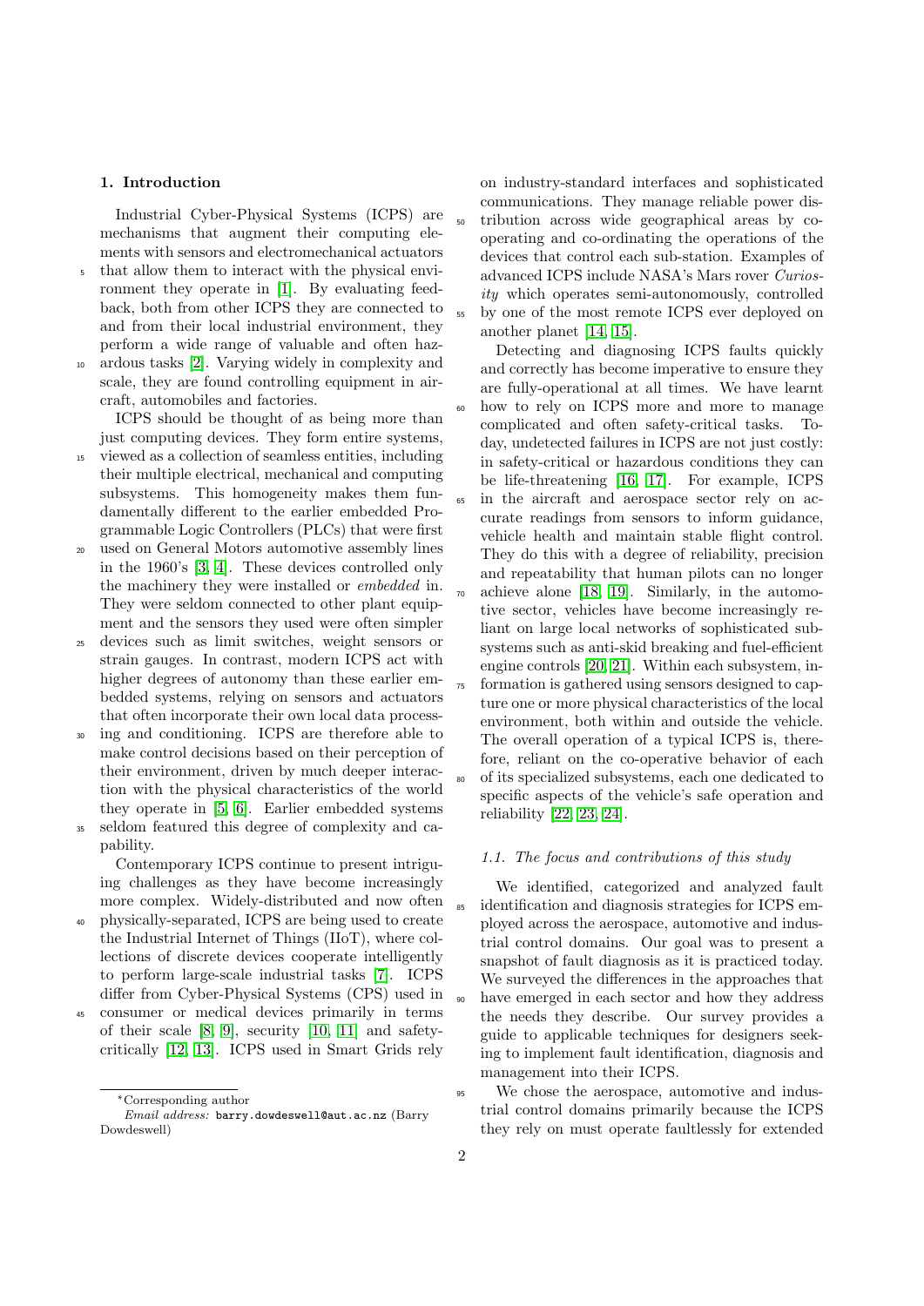## 1. Introduction

Industrial Cyber-Physical Systems (ICPS) are mechanisms that augment their computing elements with sensors and electromechanical actuators that allow them to interact with the physical environment they operate in [1]. By evaluating feedback, both from other ICPS they are connected to and from their local industrial environment, they perform a wide range of valuable and often hazardous tasks [2]. Varying widely in complexity and scale, they are found controlling equipment in aircraft, automobiles and factories.

ICPS should be thought of as being more than just computing devices. They form entire systems, viewed as a collection of seamless entities, including their multiple electrical, mechanical and computing subsystems. This homogeneity makes them fundamentally different to the earlier embedded Programmable Logic Controllers (PLCs) that were first used on General Motors automotive assembly lines in the 1960's [3, 4]. These devices controlled only the machinery they were installed or *embedded* in. They were seldom connected to other plant equipment and the sensors they used were often simpler devices such as limit switches, weight sensors or strain gauges. In contrast, modern ICPS act with higher degrees of autonomy than these earlier embedded systems, relying on sensors and actuators that often incorporate their own local data processing and conditioning. ICPS are therefore able to make control decisions based on their perception of their environment, driven by much deeper interaction with the physical characteristics of the world they operate in [5, 6]. Earlier embedded systems seldom featured this degree of complexity and capability.

Contemporary ICPS continue to present intriguing challenges as they have become increasingly more complex. Widely-distributed and now often physically-separated, ICPS are being used to create the Industrial Internet of Things (IIoT), where collections of discrete devices cooperate intelligently to perform large-scale industrial tasks [7]. ICPS differ from Cyber-Physical Systems (CPS) used in consumer or medical devices primarily in terms of their scale [8, 9], security [10, 11] and safety-critically [12, 13]. ICPS used in Smart Grids rely on industry-standard interfaces and sophisticated communications. They manage reliable power distribution across wide geographical areas by co-operating and co-ordinating the operations of the devices that control each sub-station. Examples of advanced ICPS include NASA's Mars rover *Curiosity* which operates semi-autonomously, controlled by one of the most remote ICPS ever deployed on another planet [14, 15].

Detecting and diagnosing ICPS faults quickly and correctly has become imperative to ensure they are fully-operational at all times. We have learnt how to rely on ICPS more and more to manage complicated and often safety-critical tasks. Today, undetected failures in ICPS are not just costly: in safety-critical or hazardous conditions they can be life-threatening [16, 17]. For example, ICPS in the aircraft and aerospace sector rely on accurate readings from sensors to inform guidance, vehicle health and maintain stable flight control. They do this with a degree of reliability, precision and repeatability that human pilots can no longer achieve alone [18, 19]. Similarly, in the automotive sector, vehicles have become increasingly reliant on large local networks of sophisticated subsystems such as anti-skid breaking and fuel-efficient engine controls [20, 21]. Within each subsystem, information is gathered using sensors designed to capture one or more physical characteristics of the local environment, both within and outside the vehicle. The overall operation of a typical ICPS is, therefore, reliant on the co-operative behavior of each of its specialized subsystems, each one dedicated to specific aspects of the vehicle's safe operation and reliability [22, 23, 24].

### 1.1. The focus and contributions of this study

We identified, categorized and analyzed fault identification and diagnosis strategies for ICPS employed across the aerospace, automotive and industrial control domains. Our goal was to present a snapshot of fault diagnosis as it is practiced today. We surveyed the differences in the approaches that have emerged in each sector and how they address the needs they describe. Our survey provides a guide to applicable techniques for designers seeking to implement fault identification, diagnosis and management into their ICPS.

We chose the aerospace, automotive and industrial control domains primarily because the ICPS they rely on must operate faultlessly for extended

*Corresponding author
*Email address:* barry.dowdeswell@aut.ac.nz (Barry Dowdeswell)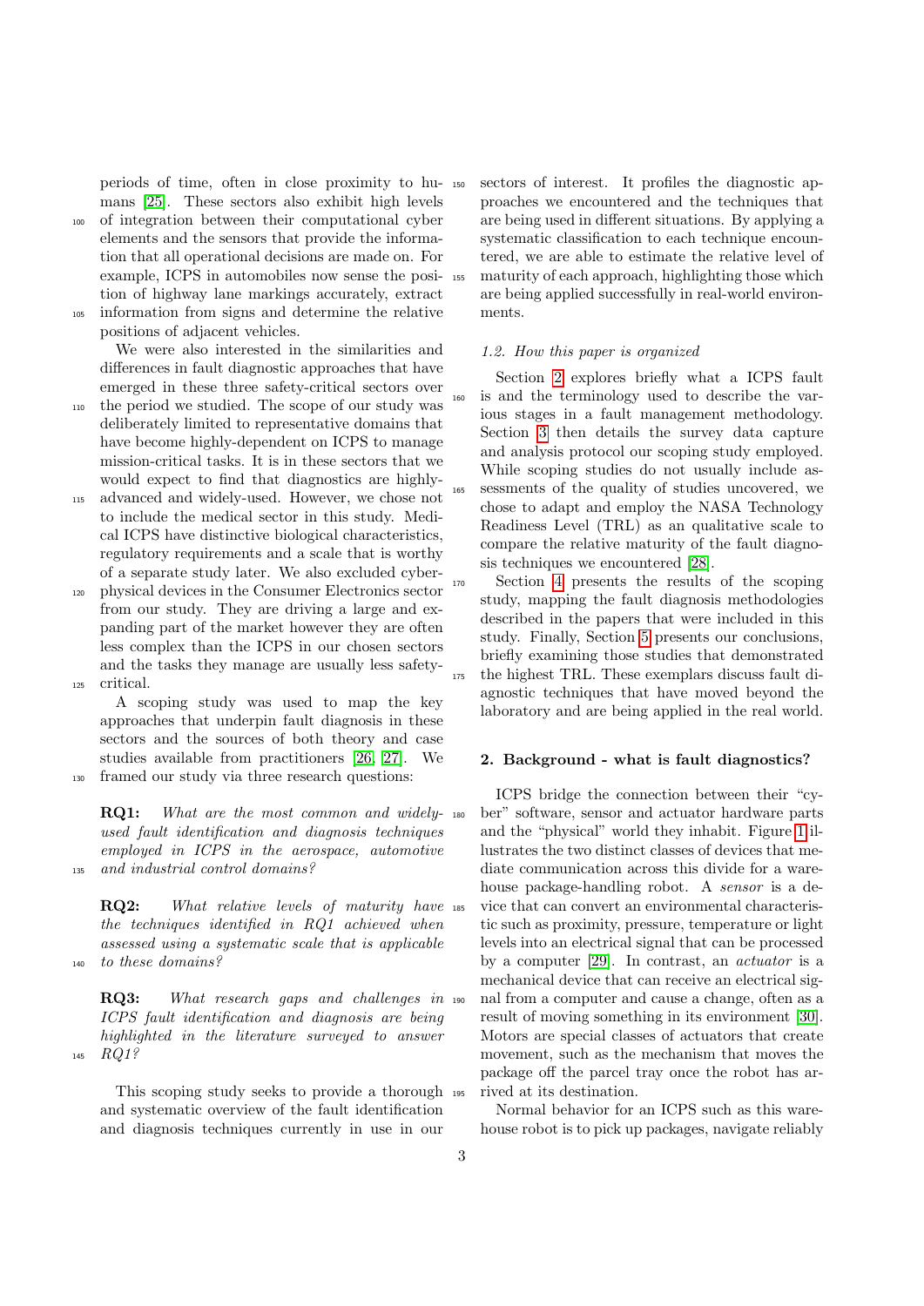periods of time, often in close proximity to humans [25]. These sectors also exhibit high levels of integration between their computational cyber elements and the sensors that provide the information that all operational decisions are made on. For example, ICPS in automobiles now sense the position of highway lane markings accurately, extract information from signs and determine the relative positions of adjacent vehicles.

We were also interested in the similarities and differences in fault diagnostic approaches that have emerged in these three safety-critical sectors over the period we studied. The scope of our study was deliberately limited to representative domains that have become highly-dependent on ICPS to manage mission-critical tasks. It is in these sectors that we would expect to find that diagnostics are highly-advanced and widely-used. However, we chose not to include the medical sector in this study. Medical ICPS have distinctive biological characteristics, regulatory requirements and a scale that is worthy of a separate study later. We also excluded cyber-physical devices in the Consumer Electronics sector from our study. They are driving a large and expanding part of the market however they are often less complex than the ICPS in our chosen sectors and the tasks they manage are usually less safety-critical.

A scoping study was used to map the key approaches that underpin fault diagnosis in these sectors and the sources of both theory and case studies available from practitioners [26, 27]. We framed our study via three research questions:

**RQ1:** *What are the most common and widely-used fault identification and diagnosis techniques employed in ICPS in the aerospace, automotive and industrial control domains?*

**RQ2:** *What relative levels of maturity have the techniques identified in RQ1 achieved when assessed using a systematic scale that is applicable to these domains?*

**RQ3:** *What research gaps and challenges in ICPS fault identification and diagnosis are being highlighted in the literature surveyed to answer RQ1?*

This scoping study seeks to provide a thorough and systematic overview of the fault identification and diagnosis techniques currently in use in our sectors of interest. It profiles the diagnostic approaches we encountered and the techniques that are being used in different situations. By applying a systematic classification to each technique encountered, we are able to estimate the relative level of maturity of each approach, highlighting those which are being applied successfully in real-world environments.

### 1.2. How this paper is organized

Section 2 explores briefly what a ICPS fault is and the terminology used to describe the various stages in a fault management methodology. Section 3 then details the survey data capture and analysis protocol our scoping study employed. While scoping studies do not usually include assessments of the quality of studies uncovered, we chose to adapt and employ the NASA Technology Readiness Level (TRL) as an qualitative scale to compare the relative maturity of the fault diagnosis techniques we encountered [28].

Section 4 presents the results of the scoping study, mapping the fault diagnosis methodologies described in the papers that were included in this study. Finally, Section 5 presents our conclusions, briefly examining those studies that demonstrated the highest TRL. These exemplars discuss fault diagnostic techniques that have moved beyond the laboratory and are being applied in the real world.

## 2. Background - what is fault diagnostics?

ICPS bridge the connection between their "cyber" software, sensor and actuator hardware parts and the "physical" world they inhabit. Figure 1 illustrates the two distinct classes of devices that mediate communication across this divide for a warehouse package-handling robot. A *sensor* is a device that can convert an environmental characteristic such as proximity, pressure, temperature or light levels into an electrical signal that can be processed by a computer [29]. In contrast, an *actuator* is a mechanical device that can receive an electrical signal from a computer and cause a change, often as a result of moving something in its environment [30]. Motors are special classes of actuators that create movement, such as the mechanism that moves the package off the parcel tray once the robot has arrived at its destination.

Normal behavior for an ICPS such as this warehouse robot is to pick up packages, navigate reliably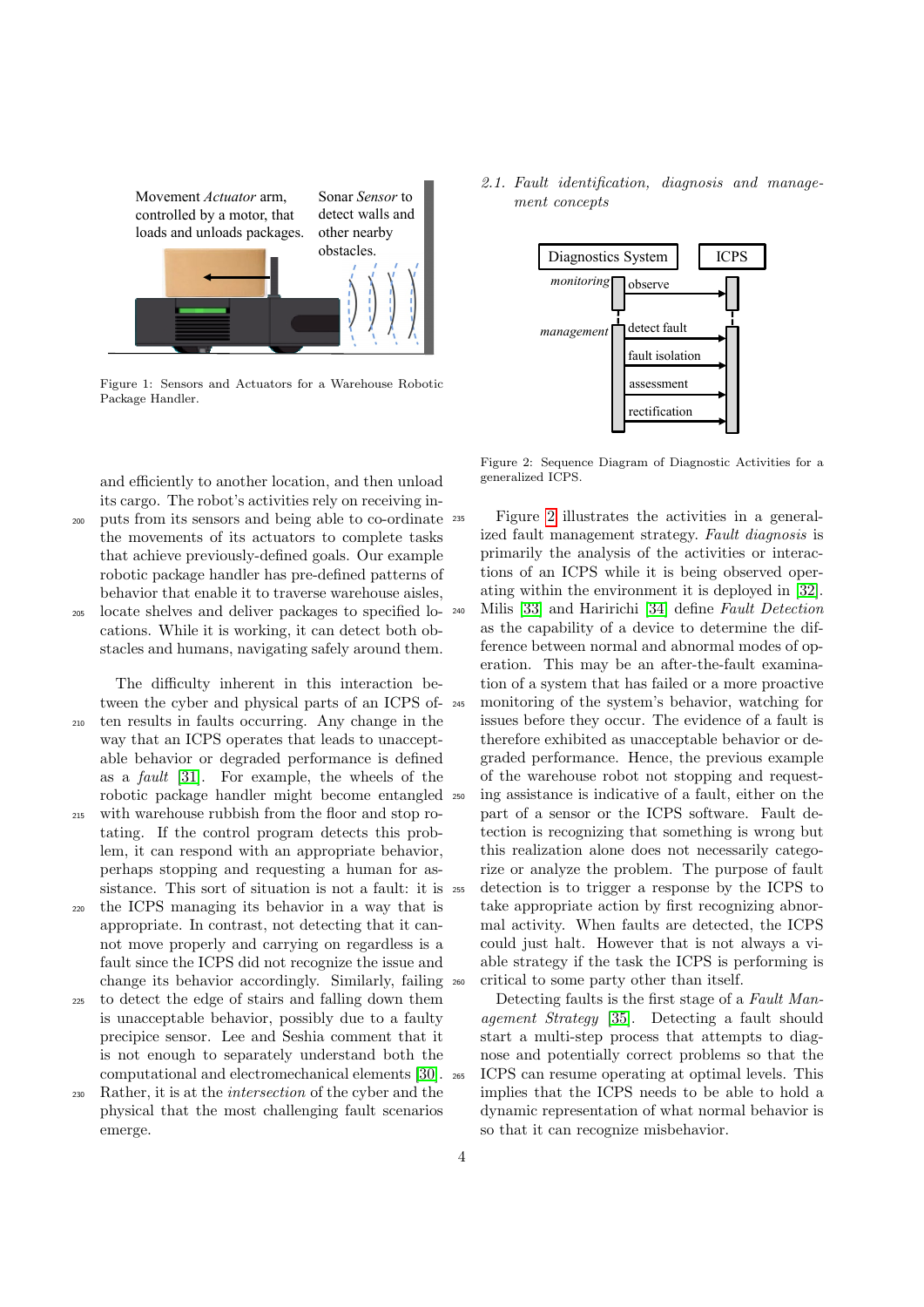Movement *Actuator* arm, controlled by a motor, that loads and unloads packages.

Sonar *Sensor* to detect walls and other nearby obstacles.

Figure 1: Sensors and Actuators for a Warehouse Robotic Package Handler.

and efficiently to another location, and then unload its cargo. The robot's activities rely on receiving inputs from its sensors and being able to co-ordinate the movements of its actuators to complete tasks that achieve previously-defined goals. Our example robotic package handler has pre-defined patterns of behavior that enable it to traverse warehouse aisles, locate shelves and deliver packages to specified locations. While it is working, it can detect both obstacles and humans, navigating safely around them.

The difficulty inherent in this interaction between the cyber and physical parts of an ICPS often results in faults occurring. Any change in the way that an ICPS operates that leads to unacceptable behavior or degraded performance is defined as a *fault* [31]. For example, the wheels of the robotic package handler might become entangled with warehouse rubbish from the floor and stop rotating. If the control program detects this problem, it can respond with an appropriate behavior, perhaps stopping and requesting a human for assistance. This sort of situation is not a fault: it is the ICPS managing its behavior in a way that is appropriate. In contrast, not detecting that it cannot move properly and carrying on regardless is a fault since the ICPS did not recognize the issue and change its behavior accordingly. Similarly, failing to detect the edge of stairs and falling down them is unacceptable behavior, possibly due to a faulty precipice sensor. Lee and Seshia comment that it is not enough to separately understand both the computational and electromechanical elements [30]. Rather, it is at the *intersection* of the cyber and the physical that the most challenging fault scenarios emerge.

### 2.1. Fault identification, diagnosis and management concepts

Diagnostics System | ICPS

*monitoring*: observe

*management*: detect fault, fault isolation, assessment, rectification

Figure 2: Sequence Diagram of Diagnostic Activities for a generalized ICPS.

Figure 2 illustrates the activities in a generalized fault management strategy. *Fault diagnosis* is primarily the analysis of the activities or interactions of an ICPS while it is being observed operating within the environment it is deployed in [32]. Milis [33] and Haririchi [34] define *Fault Detection* as the capability of a device to determine the difference between normal and abnormal modes of operation. This may be an after-the-fault examination of a system that has failed or a more proactive monitoring of the system's behavior, watching for issues before they occur. The evidence of a fault is therefore exhibited as unacceptable behavior or degraded performance. Hence, the previous example of the warehouse robot not stopping and requesting assistance is indicative of a fault, either on the part of a sensor or the ICPS software. Fault detection is recognizing that something is wrong but this realization alone does not necessarily categorize or analyze the problem. The purpose of fault detection is to trigger a response by the ICPS to take appropriate action by first recognizing abnormal activity. When faults are detected, the ICPS could just halt. However that is not always a viable strategy if the task the ICPS is performing is critical to some party other than itself.

Detecting faults is the first stage of a *Fault Management Strategy* [35]. Detecting a fault should start a multi-step process that attempts to diagnose and potentially correct problems so that the ICPS can resume operating at optimal levels. This implies that the ICPS needs to be able to hold a dynamic representation of what normal behavior is so that it can recognize misbehavior.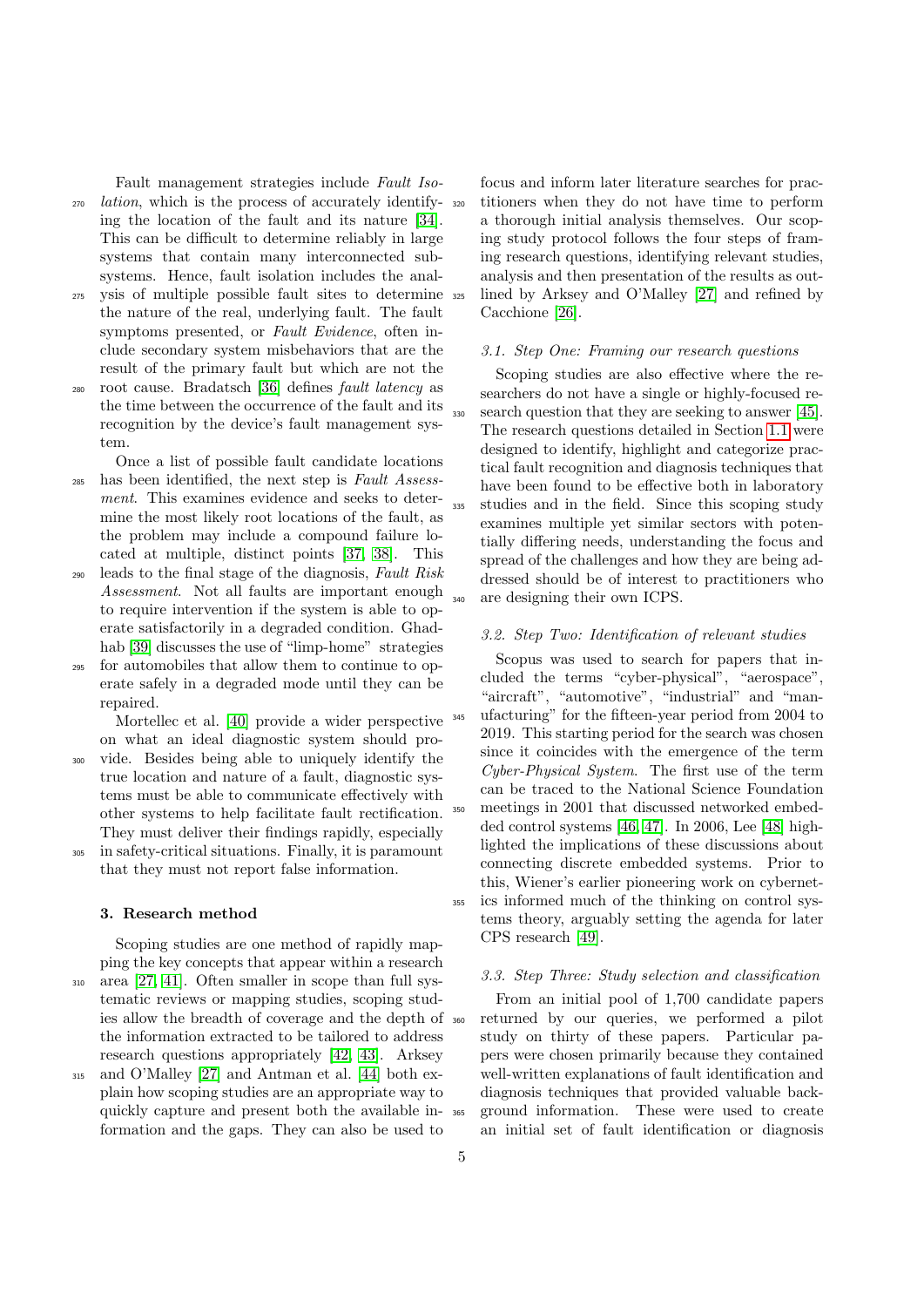Fault management strategies include *Fault Isolation*, which is the process of accurately identifying the location of the fault and its nature [34]. This can be difficult to determine reliably in large systems that contain many interconnected subsystems. Hence, fault isolation includes the analysis of multiple possible fault sites to determine the nature of the real, underlying fault. The fault symptoms presented, or *Fault Evidence*, often include secondary system misbehaviors that are the result of the primary fault but which are not the root cause. Bradatsch [36] defines *fault latency* as the time between the occurrence of the fault and its recognition by the device's fault management system.

Once a list of possible fault candidate locations has been identified, the next step is *Fault Assessment*. This examines evidence and seeks to determine the most likely root locations of the fault, as the problem may include a compound failure located at multiple, distinct points [37, 38]. This leads to the final stage of the diagnosis, *Fault Risk Assessment*. Not all faults are important enough to require intervention if the system is able to operate satisfactorily in a degraded condition. Ghadhab [39] discusses the use of "limp-home" strategies for automobiles that allow them to continue to operate safely in a degraded mode until they can be repaired.

Mortellec et al. [40] provide a wider perspective on what an ideal diagnostic system should provide. Besides being able to uniquely identify the true location and nature of a fault, diagnostic systems must be able to communicate effectively with other systems to help facilitate fault rectification. They must deliver their findings rapidly, especially in safety-critical situations. Finally, it is paramount that they must not report false information.

## 3. Research method

Scoping studies are one method of rapidly mapping the key concepts that appear within a research area [27, 41]. Often smaller in scope than full systematic reviews or mapping studies, scoping studies allow the breadth of coverage and the depth of the information extracted to be tailored to address research questions appropriately [42, 43]. Arksey and O'Malley [27] and Antman et al. [44] both explain how scoping studies are an appropriate way to quickly capture and present both the available information and the gaps. They can also be used to focus and inform later literature searches for practitioners when they do not have time to perform a thorough initial analysis themselves. Our scoping study protocol follows the four steps of framing research questions, identifying relevant studies, analysis and then presentation of the results as outlined by Arksey and O'Malley [27] and refined by Cacchione [26].

### 3.1. Step One: Framing our research questions

Scoping studies are also effective where the researchers do not have a single or highly-focused research question that they are seeking to answer [45]. The research questions detailed in Section 1.1 were designed to identify, highlight and categorize practical fault recognition and diagnosis techniques that have been found to be effective both in laboratory studies and in the field. Since this scoping study examines multiple yet similar sectors with potentially differing needs, understanding the focus and spread of the challenges and how they are being addressed should be of interest to practitioners who are designing their own ICPS.

### 3.2. Step Two: Identification of relevant studies

Scopus was used to search for papers that included the terms "cyber-physical", "aerospace", "aircraft", "automotive", "industrial" and "manufacturing" for the fifteen-year period from 2004 to 2019. This starting period for the search was chosen since it coincides with the emergence of the term *Cyber-Physical System*. The first use of the term can be traced to the National Science Foundation meetings in 2001 that discussed networked embedded control systems [46, 47]. In 2006, Lee [48] highlighted the implications of these discussions about connecting discrete embedded systems. Prior to this, Wiener's earlier pioneering work on cybernetics informed much of the thinking on control systems theory, arguably setting the agenda for later CPS research [49].

### 3.3. Step Three: Study selection and classification

From an initial pool of 1,700 candidate papers returned by our queries, we performed a pilot study on thirty of these papers. Particular papers were chosen primarily because they contained well-written explanations of fault identification and diagnosis techniques that provided valuable background information. These were used to create an initial set of fault identification or diagnosis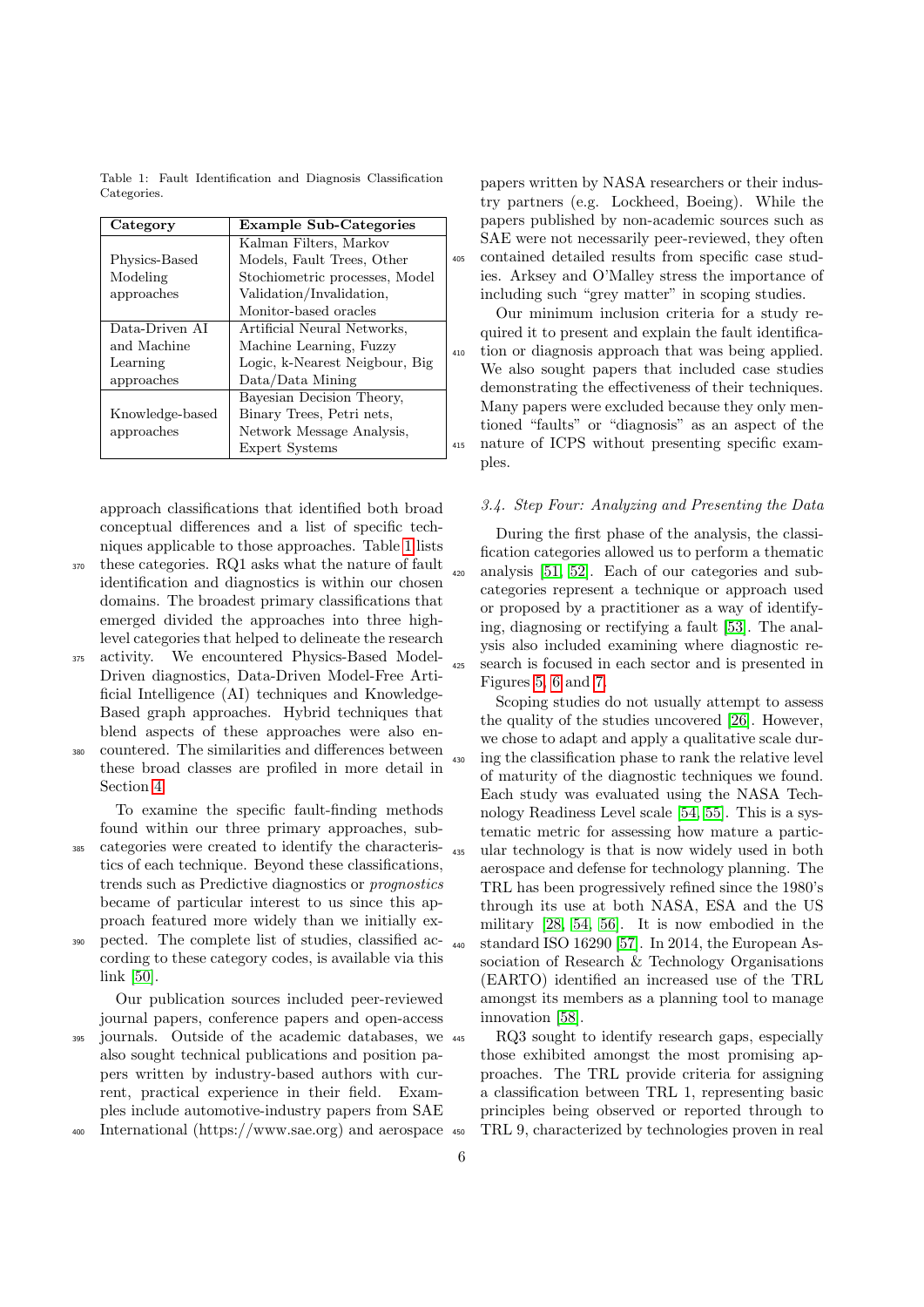Table 1: Fault Identification and Diagnosis Classification Categories.

| Category | Example Sub-Categories |
|---|---|
| Physics-Based Modeling approaches | Kalman Filters, Markov Models, Fault Trees, Other Stochiometric processes, Model Validation/Invalidation, Monitor-based oracles |
| Data-Driven AI and Machine Learning approaches | Artificial Neural Networks, Machine Learning, Fuzzy Logic, k-Nearest Neigbour, Big Data/Data Mining |
| Knowledge-based approaches | Bayesian Decision Theory, Binary Trees, Petri nets, Network Message Analysis, Expert Systems |

approach classifications that identified both broad conceptual differences and a list of specific techniques applicable to those approaches. Table 1 lists these categories. RQ1 asks what the nature of fault identification and diagnostics is within our chosen domains. The broadest primary classifications that emerged divided the approaches into three high-level categories that helped to delineate the research activity. We encountered Physics-Based Model-Driven diagnostics, Data-Driven Model-Free Artificial Intelligence (AI) techniques and Knowledge-Based graph approaches. Hybrid techniques that blend aspects of these approaches were also encountered. The similarities and differences between these broad classes are profiled in more detail in Section 4.

To examine the specific fault-finding methods found within our three primary approaches, sub-categories were created to identify the characteristics of each technique. Beyond these classifications, trends such as Predictive diagnostics or *prognostics* became of particular interest to us since this approach featured more widely than we initially expected. The complete list of studies, classified according to these category codes, is available via this link [50].

Our publication sources included peer-reviewed journal papers, conference papers and open-access journals. Outside of the academic databases, we also sought technical publications and position papers written by industry-based authors with current, practical experience in their field. Examples include automotive-industry papers from SAE International (https://www.sae.org) and aerospace papers written by NASA researchers or their industry partners (e.g. Lockheed, Boeing). While the papers published by non-academic sources such as SAE were not necessarily peer-reviewed, they often contained detailed results from specific case studies. Arksey and O'Malley stress the importance of including such "grey matter" in scoping studies.

Our minimum inclusion criteria for a study required it to present and explain the fault identification or diagnosis approach that was being applied. We also sought papers that included case studies demonstrating the effectiveness of their techniques. Many papers were excluded because they only mentioned "faults" or "diagnosis" as an aspect of the nature of ICPS without presenting specific examples.

### 3.4. Step Four: Analyzing and Presenting the Data

During the first phase of the analysis, the classification categories allowed us to perform a thematic analysis [51, 52]. Each of our categories and sub-categories represent a technique or approach used or proposed by a practitioner as a way of identifying, diagnosing or rectifying a fault [53]. The analysis also included examining where diagnostic research is focused in each sector and is presented in Figures 5, 6 and 7.

Scoping studies do not usually attempt to assess the quality of the studies uncovered [26]. However, we chose to adapt and apply a qualitative scale during the classification phase to rank the relative level of maturity of the diagnostic techniques we found. Each study was evaluated using the NASA Technology Readiness Level scale [54, 55]. This is a systematic metric for assessing how mature a particular technology is that is now widely used in both aerospace and defense for technology planning. The TRL has been progressively refined since the 1980's through its use at both NASA, ESA and the US military [28, 54, 56]. It is now embodied in the standard ISO 16290 [57]. In 2014, the European Association of Research & Technology Organisations (EARTO) identified an increased use of the TRL amongst its members as a planning tool to manage innovation [58].

RQ3 sought to identify research gaps, especially those exhibited amongst the most promising approaches. The TRL provide criteria for assigning a classification between TRL 1, representing basic principles being observed or reported through to TRL 9, characterized by technologies proven in real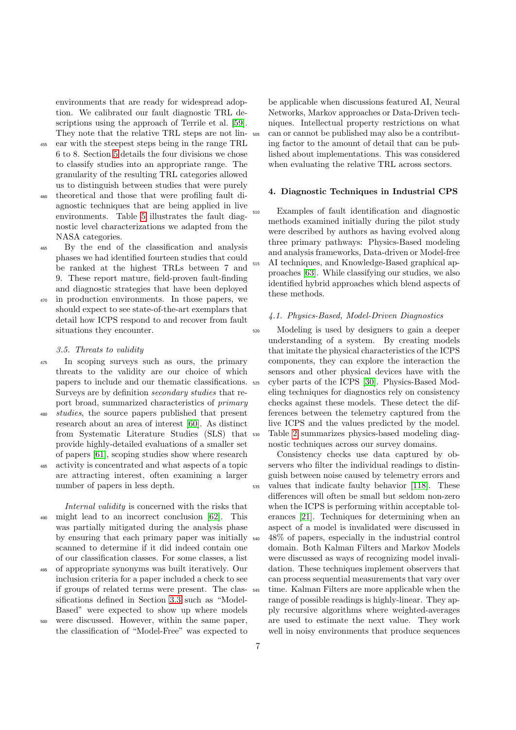environments that are ready for widespread adoption. We calibrated our fault diagnostic TRL descriptions using the approach of Terrile et al. [59]. They note that the relative TRL steps are not linear with the steepest steps being in the range TRL 6 to 8. Section 5 details the four divisions we chose to classify studies into an appropriate range. The granularity of the resulting TRL categories allowed us to distinguish between studies that were purely theoretical and those that were profiling fault diagnostic techniques that are being applied in live environments. Table 5 illustrates the fault diagnostic level characterizations we adapted from the NASA categories.

By the end of the classification and analysis phases we had identified fourteen studies that could be ranked at the highest TRLs between 7 and 9. These report mature, field-proven fault-finding and diagnostic strategies that have been deployed in production environments. In those papers, we should expect to see state-of-the-art exemplars that detail how ICPS respond to and recover from fault situations they encounter.

### 3.5. Threats to validity

In scoping surveys such as ours, the primary threats to the validity are our choice of which papers to include and our thematic classifications. Surveys are by definition *secondary studies* that report broad, summarized characteristics of *primary studies*, the source papers published that present research about an area of interest [60]. As distinct from Systematic Literature Studies (SLS) that provide highly-detailed evaluations of a smaller set of papers [61], scoping studies show where research activity is concentrated and what aspects of a topic are attracting interest, often examining a larger number of papers in less depth.

*Internal validity* is concerned with the risks that might lead to an incorrect conclusion [62]. This was partially mitigated during the analysis phase by ensuring that each primary paper was initially scanned to determine if it did indeed contain one of our classification classes. For some classes, a list of appropriate synonyms was built iteratively. Our inclusion criteria for a paper included a check to see if groups of related terms were present. The classifications defined in Section 3.3 such as "Model-Based" were expected to show up where models were discussed. However, within the same paper, the classification of "Model-Free" was expected to be applicable when discussions featured AI, Neural Networks, Markov approaches or Data-Driven techniques. Intellectual property restrictions on what can or cannot be published may also be a contributing factor to the amount of detail that can be published about implementations. This was considered when evaluating the relative TRL across sectors.

## 4. Diagnostic Techniques in Industrial CPS

Examples of fault identification and diagnostic methods examined initially during the pilot study were described by authors as having evolved along three primary pathways: Physics-Based modeling and analysis frameworks, Data-driven or Model-free AI techniques, and Knowledge-Based graphical approaches [63]. While classifying our studies, we also identified hybrid approaches which blend aspects of these methods.

### 4.1. Physics-Based, Model-Driven Diagnostics

Modeling is used by designers to gain a deeper understanding of a system. By creating models that imitate the physical characteristics of the ICPS components, they can explore the interaction the sensors and other physical devices have with the cyber parts of the ICPS [30]. Physics-Based Modeling techniques for diagnostics rely on consistency checks against these models. These detect the differences between the telemetry captured from the live ICPS and the values predicted by the model. Table 2 summarizes physics-based modeling diagnostic techniques across our survey domains.

Consistency checks use data captured by observers who filter the individual readings to distinguish between noise caused by telemetry errors and values that indicate faulty behavior [118]. These differences will often be small but seldom non-zero when the ICPS is performing within acceptable tolerances [21]. Techniques for determining when an aspect of a model is invalidated were discussed in 48% of papers, especially in the industrial control domain. Both Kalman Filters and Markov Models were discussed as ways of recognizing model invalidation. These techniques implement observers that can process sequential measurements that vary over time. Kalman Filters are more applicable when the range of possible readings is highly-linear. They apply recursive algorithms where weighted-averages are used to estimate the next value. They work well in noisy environments that produce sequences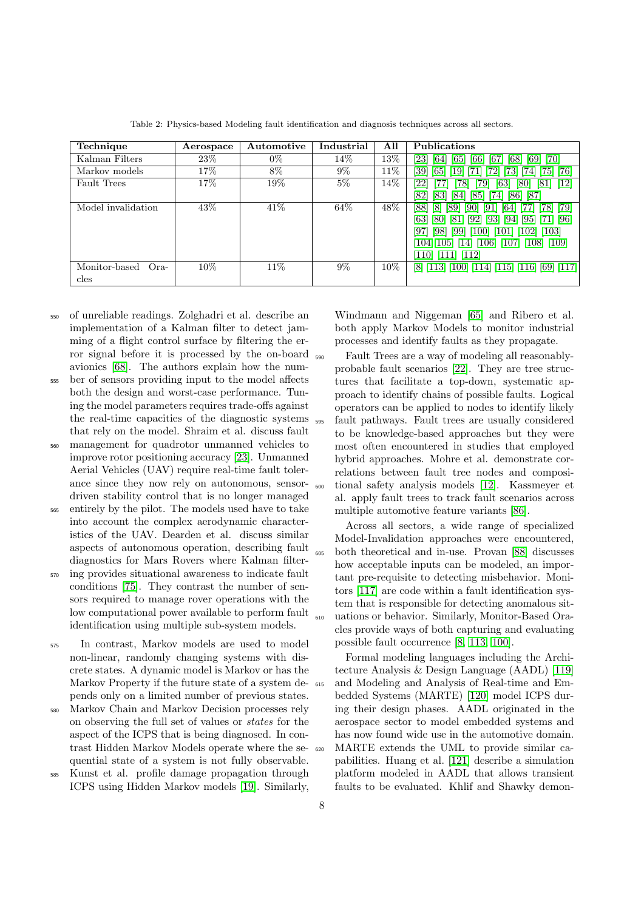Table 2: Physics-based Modeling fault identification and diagnosis techniques across all sectors.

| Technique | Aerospace | Automotive | Industrial | All | Publications |
|---|---|---|---|---|---|
| Kalman Filters | 23% | 0% | 14% | 13% | [23] [64] [65] [66] [67] [68] [69] [70] |
| Markov models | 17% | 8% | 9% | 11% | [39] [65] [19] [71] [72] [73] [74] [75] [76] |
| Fault Trees | 17% | 19% | 5% | 14% | [22] [77] [78] [79] [63] [80] [81] [12] [82] [83] [84] [85] [74] [86] [87] |
| Model invalidation | 43% | 41% | 64% | 48% | [88] [8] [89] [90] [91] [64] [77] [78] [79] [63] [80] [81] [92] [93] [94] [95] [71] [96] [97] [98] [99] [100] [101] [102] [103] [104] [105] [14] [106] [107] [108] [109] [110] [111] [112] |
| Monitor-based Oracles | 10% | 11% | 9% | 10% | [8] [113] [100] [114] [115] [116] [69] [117] |

of unreliable readings. Zolghadri et al. describe an implementation of a Kalman filter to detect jamming of a flight control surface by filtering the error signal before it is processed by the on-board avionics [68]. The authors explain how the number of sensors providing input to the model affects both the design and worst-case performance. Tuning the model parameters requires trade-offs against the real-time capacities of the diagnostic systems that rely on the model. Shraim et al. discuss fault management for quadrotor unmanned vehicles to improve rotor positioning accuracy [23]. Unmanned Aerial Vehicles (UAV) require real-time fault tolerance since they now rely on autonomous, sensor-driven stability control that is no longer managed entirely by the pilot. The models used have to take into account the complex aerodynamic characteristics of the UAV. Dearden et al. discuss similar aspects of autonomous operation, describing fault diagnostics for Mars Rovers where Kalman filtering provides situational awareness to indicate fault conditions [75]. They contrast the number of sensors required to manage rover operations with the low computational power available to perform fault identification using multiple sub-system models.

In contrast, Markov models are used to model non-linear, randomly changing systems with discrete states. A dynamic model is Markov or has the Markov Property if the future state of a system depends only on a limited number of previous states. Markov Chain and Markov Decision processes rely on observing the full set of values or *states* for the aspect of the ICPS that is being diagnosed. In contrast Hidden Markov Models operate where the sequential state of a system is not fully observable. Kunst et al. profile damage propagation through ICPS using Hidden Markov models [19]. Similarly, Windmann and Niggeman [65] and Ribero et al. both apply Markov Models to monitor industrial processes and identify faults as they propagate.

Fault Trees are a way of modeling all reasonably-probable fault scenarios [22]. They are tree structures that facilitate a top-down, systematic approach to identify chains of possible faults. Logical operators can be applied to nodes to identify likely fault pathways. Fault trees are usually considered to be knowledge-based approaches but they were most often encountered in studies that employed hybrid approaches. Mohre et al. demonstrate correlations between fault tree nodes and compositional safety analysis models [12]. Kassmeyer et al. apply fault trees to track fault scenarios across multiple automotive feature variants [86].

Across all sectors, a wide range of specialized Model-Invalidation approaches were encountered, both theoretical and in-use. Provan [88] discusses how acceptable inputs can be modeled, an important pre-requisite to detecting misbehavior. Monitors [117] are code within a fault identification system that is responsible for detecting anomalous situations or behavior. Similarly, Monitor-Based Oracles provide ways of both capturing and evaluating possible fault occurrence [8, 113, 100].

Formal modeling languages including the Architecture Analysis & Design Language (AADL) [119] and Modeling and Analysis of Real-time and Embedded Systems (MARTE) [120] model ICPS during their design phases. AADL originated in the aerospace sector to model embedded systems and has now found wide use in the automotive domain. MARTE extends the UML to provide similar capabilities. Huang et al. [121] describe a simulation platform modeled in AADL that allows transient faults to be evaluated. Khlif and Shawky demon-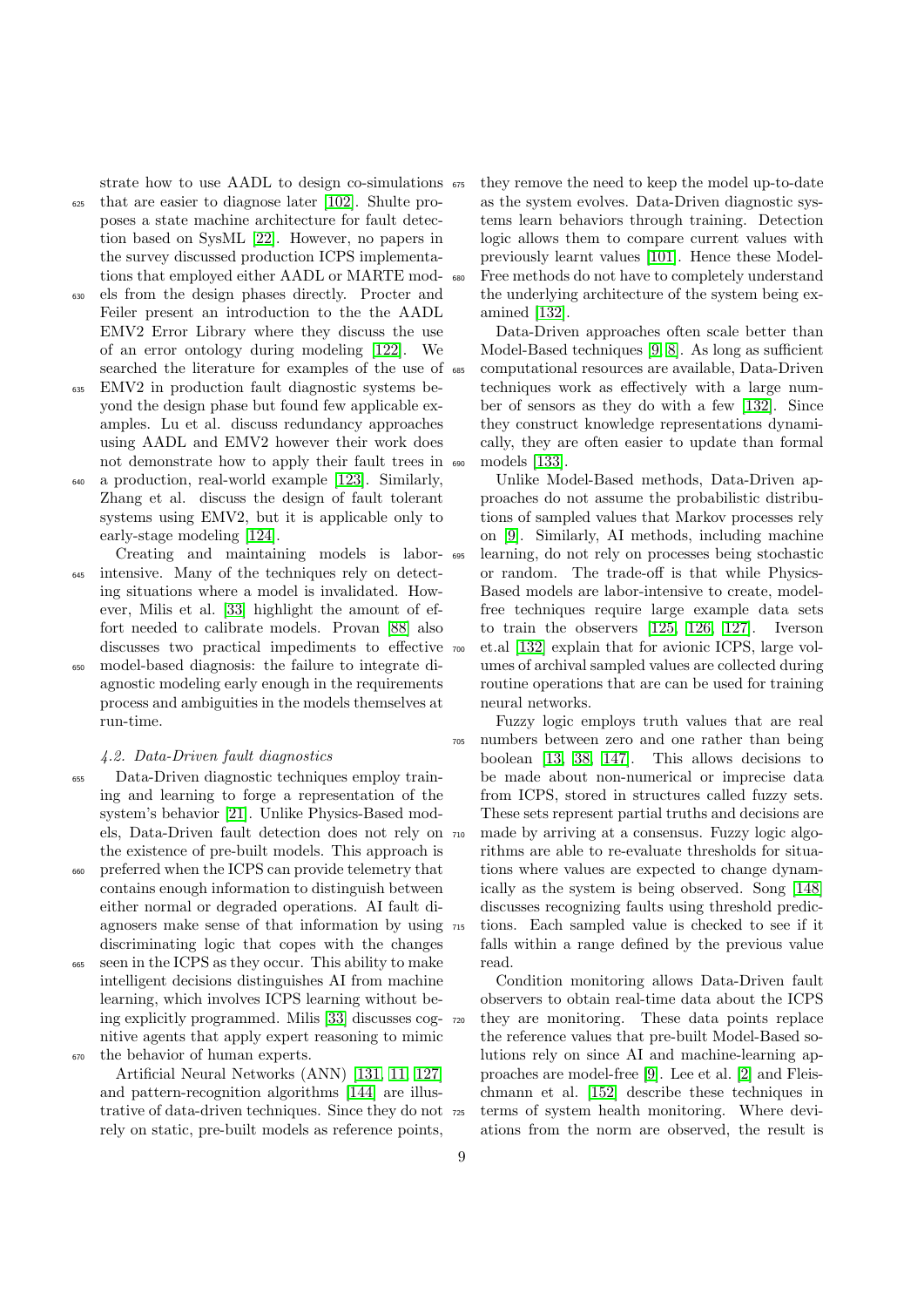strate how to use AADL to design co-simulations that are easier to diagnose later [102]. Shulte proposes a state machine architecture for fault detection based on SysML [22]. However, no papers in the survey discussed production ICPS implementations that employed either AADL or MARTE models from the design phases directly. Procter and Feiler present an introduction to the the AADL EMV2 Error Library where they discuss the use of an error ontology during modeling [122]. We searched the literature for examples of the use of EMV2 in production fault diagnostic systems beyond the design phase but found few applicable examples. Lu et al. discuss redundancy approaches using AADL and EMV2 however their work does not demonstrate how to apply their fault trees in a production, real-world example [123]. Similarly, Zhang et al. discuss the design of fault tolerant systems using EMV2, but it is applicable only to early-stage modeling [124].

Creating and maintaining models is labor-intensive. Many of the techniques rely on detecting situations where a model is invalidated. However, Milis et al. [33] highlight the amount of effort needed to calibrate models. Provan [88] also discusses two practical impediments to effective model-based diagnosis: the failure to integrate diagnostic modeling early enough in the requirements process and ambiguities in the models themselves at run-time.

### 4.2. Data-Driven fault diagnostics

Data-Driven diagnostic techniques employ training and learning to forge a representation of the system's behavior [21]. Unlike Physics-Based models, Data-Driven fault detection does not rely on the existence of pre-built models. This approach is preferred when the ICPS can provide telemetry that contains enough information to distinguish between either normal or degraded operations. AI fault diagnosers make sense of that information by using discriminating logic that copes with the changes seen in the ICPS as they occur. This ability to make intelligent decisions distinguishes AI from machine learning, which involves ICPS learning without being explicitly programmed. Milis [33] discusses cognitive agents that apply expert reasoning to mimic the behavior of human experts.

Artificial Neural Networks (ANN) [131, 11, 127] and pattern-recognition algorithms [144] are illustrative of data-driven techniques. Since they do not rely on static, pre-built models as reference points, they remove the need to keep the model up-to-date as the system evolves. Data-Driven diagnostic systems learn behaviors through training. Detection logic allows them to compare current values with previously learnt values [101]. Hence these Model-Free methods do not have to completely understand the underlying architecture of the system being examined [132].

Data-Driven approaches often scale better than Model-Based techniques [9, 8]. As long as sufficient computational resources are available, Data-Driven techniques work as effectively with a large number of sensors as they do with a few [132]. Since they construct knowledge representations dynamically, they are often easier to update than formal models [133].

Unlike Model-Based methods, Data-Driven approaches do not assume the probabilistic distributions of sampled values that Markov processes rely on [9]. Similarly, AI methods, including machine learning, do not rely on processes being stochastic or random. The trade-off is that while Physics-Based models are labor-intensive to create, model-free techniques require large example data sets to train the observers [125, 126, 127]. Iverson et.al [132] explain that for avionic ICPS, large volumes of archival sampled values are collected during routine operations that are can be used for training neural networks.

Fuzzy logic employs truth values that are real numbers between zero and one rather than being boolean [13, 38, 147]. This allows decisions to be made about non-numerical or imprecise data from ICPS, stored in structures called fuzzy sets. These sets represent partial truths and decisions are made by arriving at a consensus. Fuzzy logic algorithms are able to re-evaluate thresholds for situations where values are expected to change dynamically as the system is being observed. Song [148] discusses recognizing faults using threshold predictions. Each sampled value is checked to see if it falls within a range defined by the previous value read.

Condition monitoring allows Data-Driven fault observers to obtain real-time data about the ICPS they are monitoring. These data points replace the reference values that pre-built Model-Based solutions rely on since AI and machine-learning approaches are model-free [9]. Lee et al. [2] and Fleischmann et al. [152] describe these techniques in terms of system health monitoring. Where deviations from the norm are observed, the result is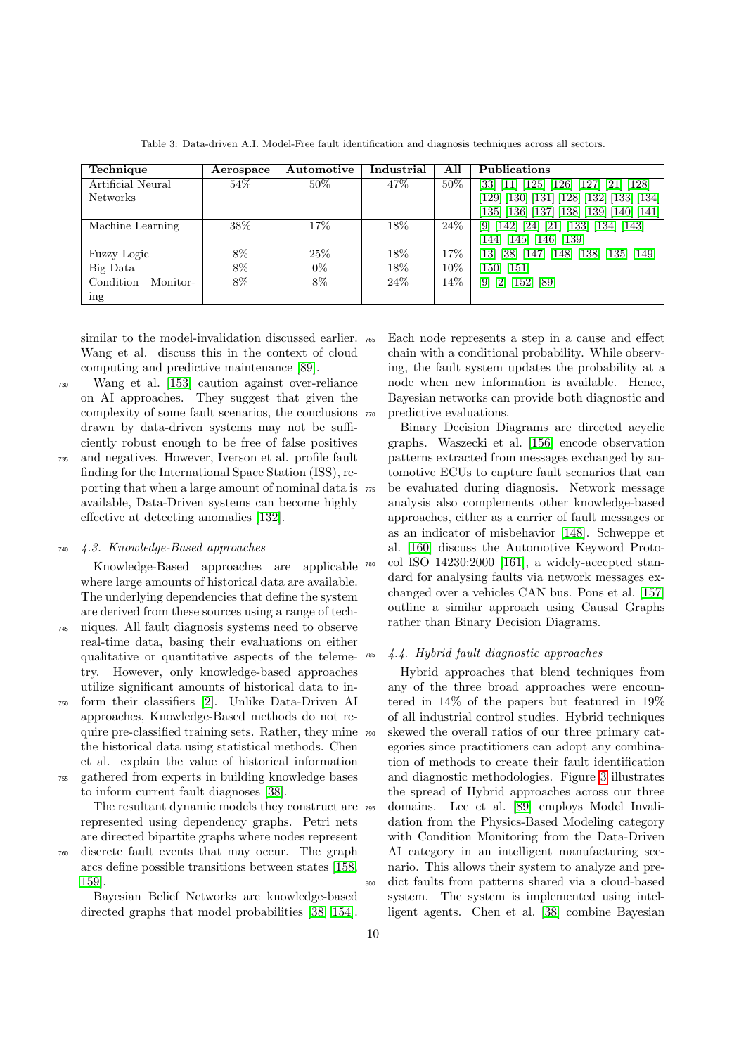Table 3: Data-driven A.I. Model-Free fault identification and diagnosis techniques across all sectors.

| Technique | Aerospace | Automotive | Industrial | All | Publications |
|---|---|---|---|---|---|
| Artificial Neural Networks | 54% | 50% | 47% | 50% | [33] [11] [125] [126] [127] [21] [128] [129] [130] [131] [128] [132] [133] [134] [135] [136] [137] [138] [139] [140] [141] |
| Machine Learning | 38% | 17% | 18% | 24% | [9] [142] [24] [21] [133] [134] [143] [144] [145] [146] [139] |
| Fuzzy Logic | 8% | 25% | 18% | 17% | [13] [38] [147] [148] [138] [135] [149] |
| Big Data | 8% | 0% | 18% | 10% | [150] [151] |
| Condition Monitoring | 8% | 8% | 24% | 14% | [9] [2] [152] [89] |

similar to the model-invalidation discussed earlier. Wang et al. discuss this in the context of cloud computing and predictive maintenance [89].

Wang et al. [153] caution against over-reliance on AI approaches. They suggest that given the complexity of some fault scenarios, the conclusions drawn by data-driven systems may not be sufficiently robust enough to be free of false positives and negatives. However, Iverson et al. profile fault finding for the International Space Station (ISS), reporting that when a large amount of nominal data is available, Data-Driven systems can become highly effective at detecting anomalies [132].

### 4.3. Knowledge-Based approaches

Knowledge-Based approaches are applicable where large amounts of historical data are available. The underlying dependencies that define the system are derived from these sources using a range of techniques. All fault diagnosis systems need to observe real-time data, basing their evaluations on either qualitative or quantitative aspects of the telemetry. However, only knowledge-based approaches utilize significant amounts of historical data to inform their classifiers [2]. Unlike Data-Driven AI approaches, Knowledge-Based methods do not require pre-classified training sets. Rather, they mine the historical data using statistical methods. Chen et al. explain the value of historical information gathered from experts in building knowledge bases to inform current fault diagnoses [38].

The resultant dynamic models they construct are represented using dependency graphs. Petri nets are directed bipartite graphs where nodes represent discrete fault events that may occur. The graph arcs define possible transitions between states [158, 159].

Bayesian Belief Networks are knowledge-based directed graphs that model probabilities [38, 154]. Each node represents a step in a cause and effect chain with a conditional probability. While observing, the fault system updates the probability at a node when new information is available. Hence, Bayesian networks can provide both diagnostic and predictive evaluations.

Binary Decision Diagrams are directed acyclic graphs. Waszecki et al. [156] encode observation patterns extracted from messages exchanged by automotive ECUs to capture fault scenarios that can be evaluated during diagnosis. Network message analysis also complements other knowledge-based approaches, either as a carrier of fault messages or as an indicator of misbehavior [148]. Schweppe et al. [160] discuss the Automotive Keyword Protocol ISO 14230:2000 [161], a widely-accepted standard for analysing faults via network messages exchanged over a vehicles CAN bus. Pons et al. [157] outline a similar approach using Causal Graphs rather than Binary Decision Diagrams.

### 4.4. Hybrid fault diagnostic approaches

Hybrid approaches that blend techniques from any of the three broad approaches were encountered in 14% of the papers but featured in 19% of all industrial control studies. Hybrid techniques skewed the overall ratios of our three primary categories since practitioners can adopt any combination of methods to create their fault identification and diagnostic methodologies. Figure 3 illustrates the spread of Hybrid approaches across our three domains. Lee et al. [89] employs Model Invalidation from the Physics-Based Modeling category with Condition Monitoring from the Data-Driven AI category in an intelligent manufacturing scenario. This allows their system to analyze and predict faults from patterns shared via a cloud-based system. The system is implemented using intelligent agents. Chen et al. [38] combine Bayesian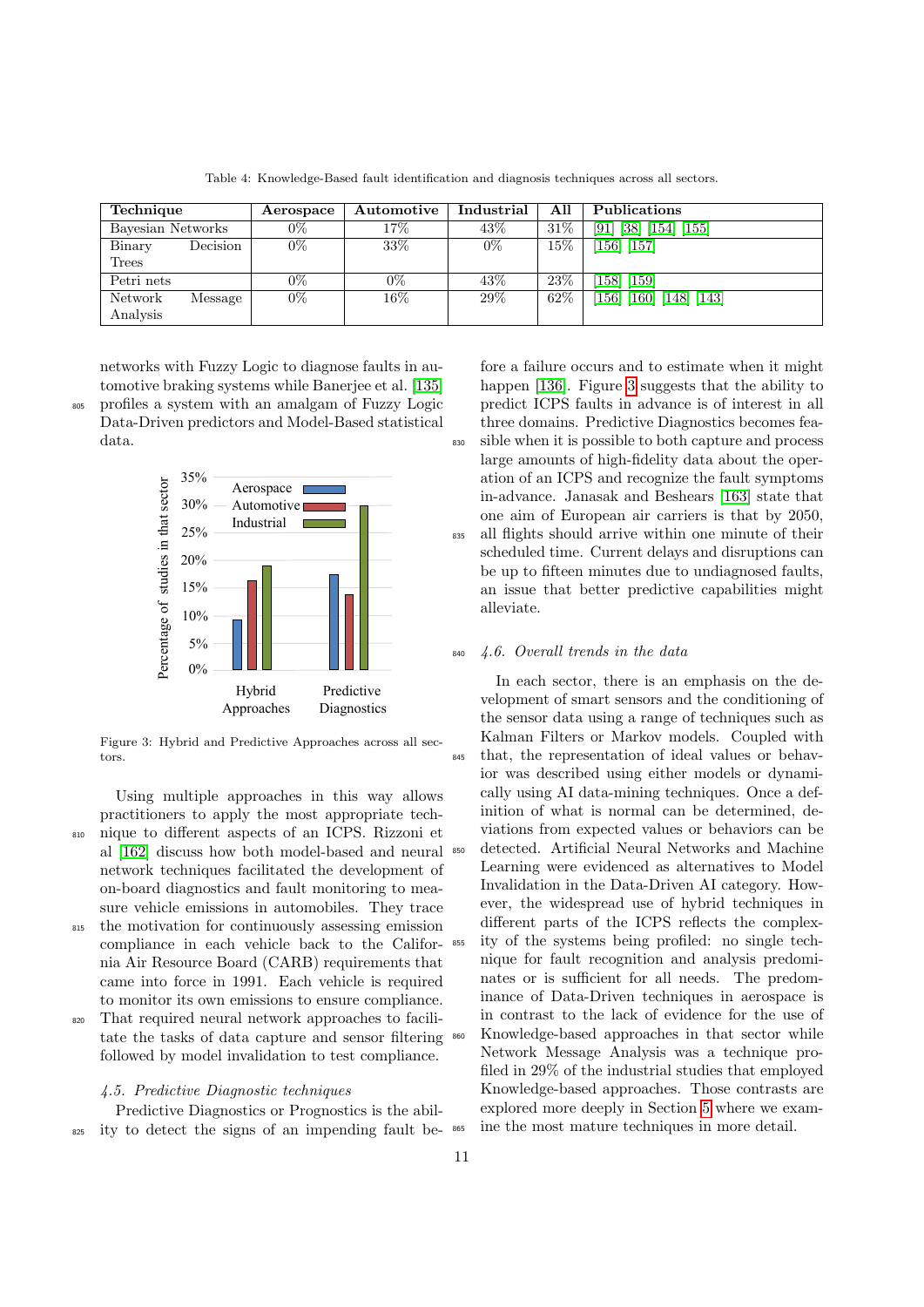Table 4: Knowledge-Based fault identification and diagnosis techniques across all sectors.

| Technique | Aerospace | Automotive | Industrial | All | Publications |
|---|---|---|---|---|---|
| Bayesian Networks | 0% | 17% | 43% | 31% | [91] [38] [154] [155] |
| Binary Decision Trees | 0% | 33% | 0% | 15% | [156] [157] |
| Petri nets | 0% | 0% | 43% | 23% | [158] [159] |
| Network Message Analysis | 0% | 16% | 29% | 62% | [156] [160] [148] [143] |

networks with Fuzzy Logic to diagnose faults in automotive braking systems while Banerjee et al. [135] profiles a system with an amalgam of Fuzzy Logic Data-Driven predictors and Model-Based statistical data.

Figure 3: Hybrid and Predictive Approaches across all sectors.

Using multiple approaches in this way allows practitioners to apply the most appropriate technique to different aspects of an ICPS. Rizzoni et al [162] discuss how both model-based and neural network techniques facilitated the development of on-board diagnostics and fault monitoring to measure vehicle emissions in automobiles. They trace the motivation for continuously assessing emission compliance in each vehicle back to the California Air Resource Board (CARB) requirements that came into force in 1991. Each vehicle is required to monitor its own emissions to ensure compliance. That required neural network approaches to facilitate the tasks of data capture and sensor filtering followed by model invalidation to test compliance.

### 4.5. Predictive Diagnostic techniques

Predictive Diagnostics or Prognostics is the ability to detect the signs of an impending fault before a failure occurs and to estimate when it might happen [136]. Figure 3 suggests that the ability to predict ICPS faults in advance is of interest in all three domains. Predictive Diagnostics becomes feasible when it is possible to both capture and process large amounts of high-fidelity data about the operation of an ICPS and recognize the fault symptoms in-advance. Janasak and Beshears [163] state that one aim of European air carriers is that by 2050, all flights should arrive within one minute of their scheduled time. Current delays and disruptions can be up to fifteen minutes due to undiagnosed faults, an issue that better predictive capabilities might alleviate.

### 4.6. Overall trends in the data

In each sector, there is an emphasis on the development of smart sensors and the conditioning of the sensor data using a range of techniques such as Kalman Filters or Markov models. Coupled with that, the representation of ideal values or behavior was described using either models or dynamically using AI data-mining techniques. Once a definition of what is normal can be determined, deviations from expected values or behaviors can be detected. Artificial Neural Networks and Machine Learning were evidenced as alternatives to Model Invalidation in the Data-Driven AI category. However, the widespread use of hybrid techniques in different parts of the ICPS reflects the complexity of the systems being profiled: no single technique for fault recognition and analysis predominates or is sufficient for all needs. The predominance of Data-Driven techniques in aerospace is in contrast to the lack of evidence for the use of Knowledge-based approaches in that sector while Network Message Analysis was a technique profiled in 29% of the industrial studies that employed Knowledge-based approaches. Those contrasts are explored more deeply in Section 5 where we examine the most mature techniques in more detail.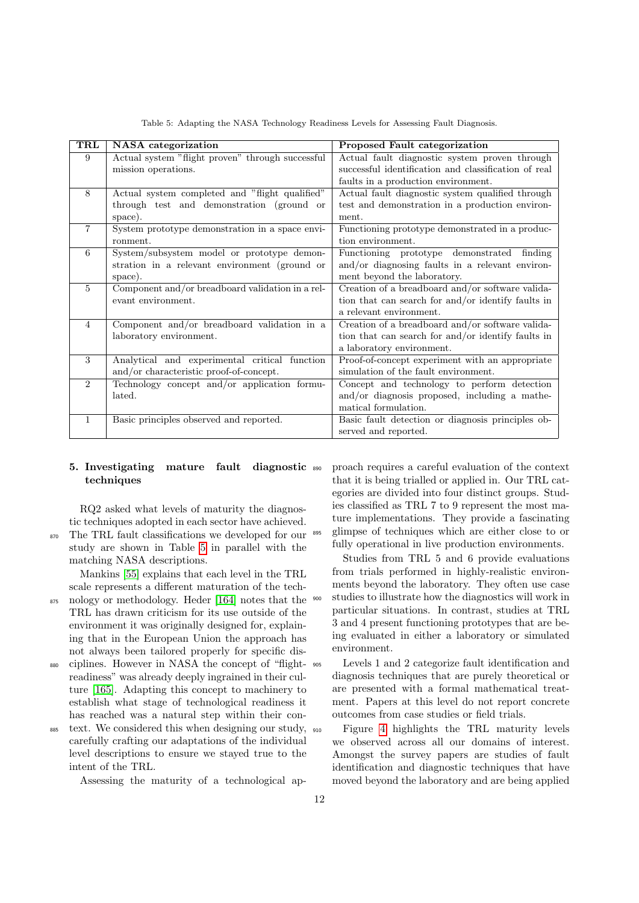Table 5: Adapting the NASA Technology Readiness Levels for Assessing Fault Diagnosis.

| TRL | NASA categorization | Proposed Fault categorization |
|---|---|---|
| 9 | Actual system "flight proven" through successful mission operations. | Actual fault diagnostic system proven through successful identification and classification of real faults in a production environment. |
| 8 | Actual system completed and "flight qualified" through test and demonstration (ground or space). | Actual fault diagnostic system qualified through test and demonstration in a production environment. |
| 7 | System prototype demonstration in a space environment. | Functioning prototype demonstrated in a production environment. |
| 6 | System/subsystem model or prototype demonstration in a relevant environment (ground or space). | Functioning prototype demonstrated finding and/or diagnosing faults in a relevant environment beyond the laboratory. |
| 5 | Component and/or breadboard validation in a relevant environment. | Creation of a breadboard and/or software validation that can search for and/or identify faults in a relevant environment. |
| 4 | Component and/or breadboard validation in a laboratory environment. | Creation of a breadboard and/or software validation that can search for and/or identify faults in a laboratory environment. |
| 3 | Analytical and experimental critical function and/or characteristic proof-of-concept. | Proof-of-concept experiment with an appropriate simulation of the fault environment. |
| 2 | Technology concept and/or application formulated. | Concept and technology to perform detection and/or diagnosis proposed, including a mathematical formulation. |
| 1 | Basic principles observed and reported. | Basic fault detection or diagnosis principles observed and reported. |

## 5. Investigating mature fault diagnostic techniques

RQ2 asked what levels of maturity the diagnostic techniques adopted in each sector have achieved. The TRL fault classifications we developed for our study are shown in Table 5 in parallel with the matching NASA descriptions.

Mankins [55] explains that each level in the TRL scale represents a different maturation of the technology or methodology. Heder [164] notes that the TRL has drawn criticism for its use outside of the environment it was originally designed for, explaining that in the European Union the approach has not always been tailored properly for specific disciplines. However in NASA the concept of "flight-readiness" was already deeply ingrained in their culture [165]. Adapting this concept to machinery to establish what stage of technological readiness it has reached was a natural step within their context. We considered this when designing our study, carefully crafting our adaptations of the individual level descriptions to ensure we stayed true to the intent of the TRL.

Assessing the maturity of a technological approach requires a careful evaluation of the context that it is being trialled or applied in. Our TRL categories are divided into four distinct groups. Studies classified as TRL 7 to 9 represent the most mature implementations. They provide a fascinating glimpse of techniques which are either close to or fully operational in live production environments.

Studies from TRL 5 and 6 provide evaluations from trials performed in highly-realistic environments beyond the laboratory. They often use case studies to illustrate how the diagnostics will work in particular situations. In contrast, studies at TRL 3 and 4 present functioning prototypes that are being evaluated in either a laboratory or simulated environment.

Levels 1 and 2 categorize fault identification and diagnosis techniques that are purely theoretical or are presented with a formal mathematical treatment. Papers at this level do not report concrete outcomes from case studies or field trials.

Figure 4 highlights the TRL maturity levels we observed across all our domains of interest. Amongst the survey papers are studies of fault identification and diagnostic techniques that have moved beyond the laboratory and are being applied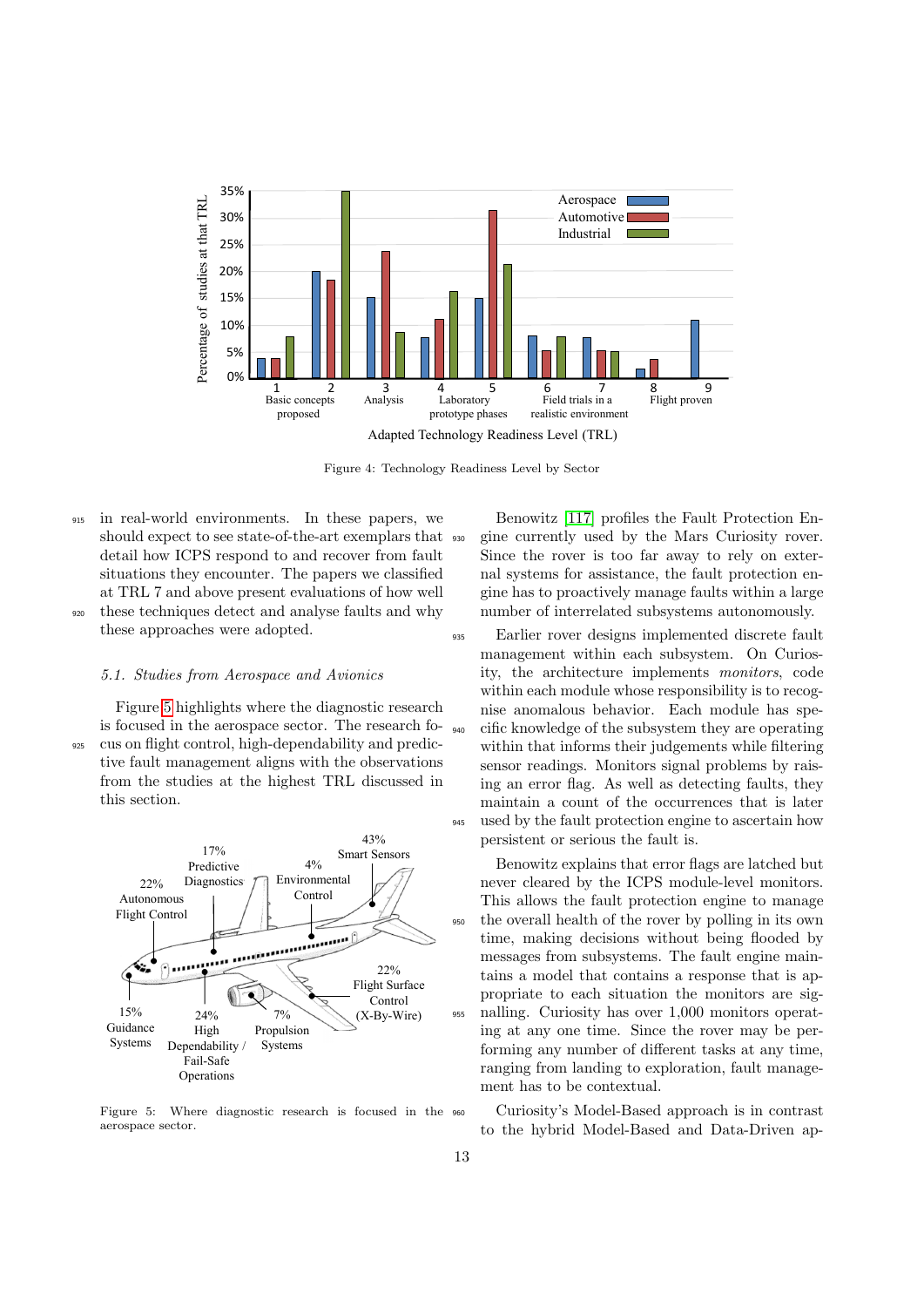Figure 4: Technology Readiness Level by Sector

in real-world environments. In these papers, we should expect to see state-of-the-art exemplars that detail how ICPS respond to and recover from fault situations they encounter. The papers we classified at TRL 7 and above present evaluations of how well these techniques detect and analyse faults and why these approaches were adopted.

### 5.1. Studies from Aerospace and Avionics

Figure 5 highlights where the diagnostic research is focused in the aerospace sector. The research focus on flight control, high-dependability and predictive fault management aligns with the observations from the studies at the highest TRL discussed in this section.

Figure 5: Where diagnostic research is focused in the aerospace sector.

Benowitz [117] profiles the Fault Protection Engine currently used by the Mars Curiosity rover. Since the rover is too far away to rely on external systems for assistance, the fault protection engine has to proactively manage faults within a large number of interrelated subsystems autonomously.

Earlier rover designs implemented discrete fault management within each subsystem. On Curiosity, the architecture implements *monitors*, code within each module whose responsibility is to recognise anomalous behavior. Each module has specific knowledge of the subsystem they are operating within that informs their judgements while filtering sensor readings. Monitors signal problems by raising an error flag. As well as detecting faults, they maintain a count of the occurrences that is later used by the fault protection engine to ascertain how persistent or serious the fault is.

Benowitz explains that error flags are latched but never cleared by the ICPS module-level monitors. This allows the fault protection engine to manage the overall health of the rover by polling in its own time, making decisions without being flooded by messages from subsystems. The fault engine maintains a model that contains a response that is appropriate to each situation the monitors are signalling. Curiosity has over 1,000 monitors operating at any one time. Since the rover may be performing any number of different tasks at any time, ranging from landing to exploration, fault management has to be contextual.

Curiosity's Model-Based approach is in contrast to the hybrid Model-Based and Data-Driven ap-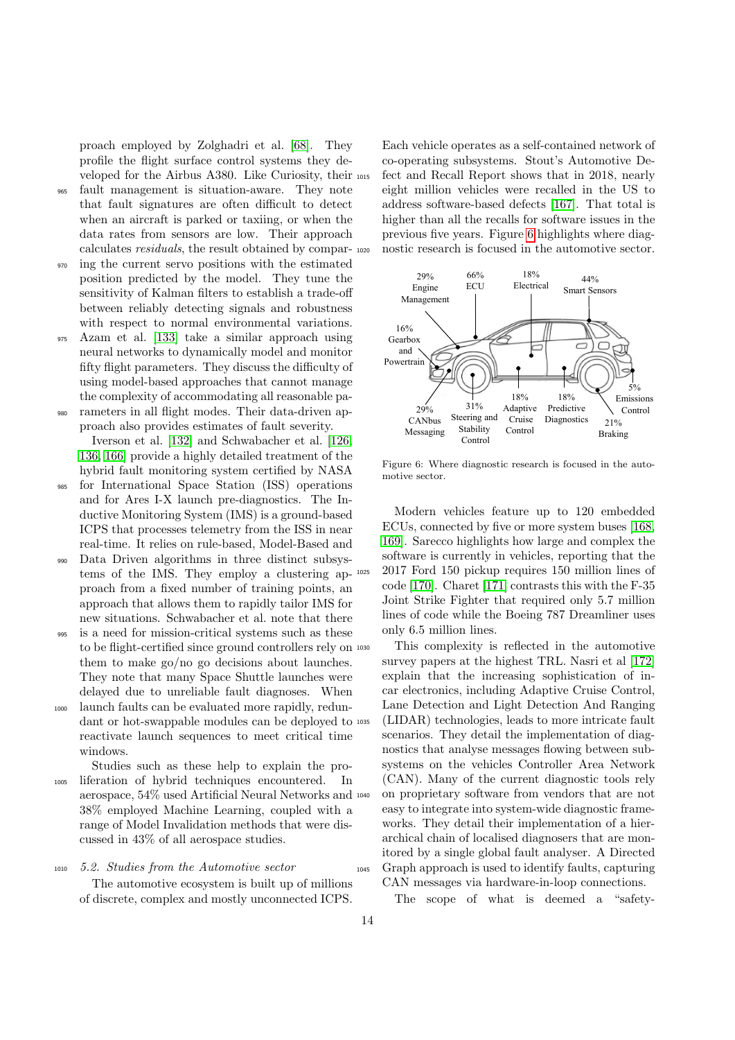proach employed by Zolghadri et al. [68]. They profile the flight surface control systems they developed for the Airbus A380. Like Curiosity, their fault management is situation-aware. They note that fault signatures are often difficult to detect when an aircraft is parked or taxiing, or when the data rates from sensors are low. Their approach calculates *residuals*, the result obtained by comparing the current servo positions with the estimated position predicted by the model. They tune the sensitivity of Kalman filters to establish a trade-off between reliably detecting signals and robustness with respect to normal environmental variations. Azam et al. [133] take a similar approach using neural networks to dynamically model and monitor fifty flight parameters. They discuss the difficulty of using model-based approaches that cannot manage the complexity of accommodating all reasonable parameters in all flight modes. Their data-driven approach also provides estimates of fault severity.

Iverson et al. [132] and Schwabacher et al. [126, 136, 166] provide a highly detailed treatment of the hybrid fault monitoring system certified by NASA for International Space Station (ISS) operations and for Ares I-X launch pre-diagnostics. The Inductive Monitoring System (IMS) is a ground-based ICPS that processes telemetry from the ISS in near real-time. It relies on rule-based, Model-Based and Data Driven algorithms in three distinct subsystems of the IMS. They employ a clustering approach from a fixed number of training points, an approach that allows them to rapidly tailor IMS for new situations. Schwabacher et al. note that there is a need for mission-critical systems such as these to be flight-certified since ground controllers rely on them to make go/no go decisions about launches. They note that many Space Shuttle launches were delayed due to unreliable fault diagnoses. When launch faults can be evaluated more rapidly, redundant or hot-swappable modules can be deployed to reactivate launch sequences to meet critical time windows.

Studies such as these help to explain the proliferation of hybrid techniques encountered. In aerospace, 54% used Artificial Neural Networks and 38% employed Machine Learning, coupled with a range of Model Invalidation methods that were discussed in 43% of all aerospace studies.

### *5.2. Studies from the Automotive sector*

The automotive ecosystem is built up of millions of discrete, complex and mostly unconnected ICPS. Each vehicle operates as a self-contained network of co-operating subsystems. Stout's Automotive Defect and Recall Report shows that in 2018, nearly eight million vehicles were recalled in the US to address software-based defects [167]. That total is higher than all the recalls for software issues in the previous five years. Figure 6 highlights where diagnostic research is focused in the automotive sector.

Figure 6: Where diagnostic research is focused in the automotive sector.

Modern vehicles feature up to 120 embedded ECUs, connected by five or more system buses [168, 169]. Sarecco highlights how large and complex the software is currently in vehicles, reporting that the 2017 Ford 150 pickup requires 150 million lines of code [170]. Charet [171] contrasts this with the F-35 Joint Strike Fighter that required only 5.7 million lines of code while the Boeing 787 Dreamliner uses only 6.5 million lines.

This complexity is reflected in the automotive survey papers at the highest TRL. Nasri et al [172] explain that the increasing sophistication of in-car electronics, including Adaptive Cruise Control, Lane Detection and Light Detection And Ranging (LIDAR) technologies, leads to more intricate fault scenarios. They detail the implementation of diagnostics that analyse messages flowing between subsystems on the vehicles Controller Area Network (CAN). Many of the current diagnostic tools rely on proprietary software from vendors that are not easy to integrate into system-wide diagnostic frameworks. They detail their implementation of a hierarchical chain of localised diagnosers that are monitored by a single global fault analyser. A Directed Graph approach is used to identify faults, capturing CAN messages via hardware-in-loop connections.

The scope of what is deemed a "safety-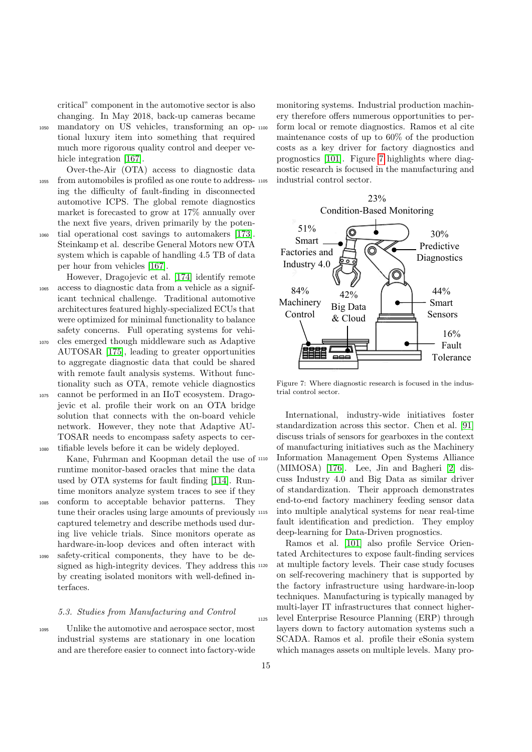critical" component in the automotive sector is also changing. In May 2018, back-up cameras became mandatory on US vehicles, transforming an optional luxury item into something that required much more rigorous quality control and deeper vehicle integration [167].

Over-the-Air (OTA) access to diagnostic data from automobiles is profiled as one route to addressing the difficulty of fault-finding in disconnected automotive ICPS. The global remote diagnostics market is forecasted to grow at 17% annually over the next five years, driven primarily by the potential operational cost savings to automakers [173]. Steinkamp et al. describe General Motors new OTA system which is capable of handling 4.5 TB of data per hour from vehicles [167].

However, Dragojevic et al. [174] identify remote access to diagnostic data from a vehicle as a significant technical challenge. Traditional automotive architectures featured highly-specialized ECUs that were optimized for minimal functionality to balance safety concerns. Full operating systems for vehicles emerged though middleware such as Adaptive AUTOSAR [175], leading to greater opportunities to aggregate diagnostic data that could be shared with remote fault analysis systems. Without functionality such as OTA, remote vehicle diagnostics cannot be performed in an IIoT ecosystem. Dragojevic et al. profile their work on an OTA bridge solution that connects with the on-board vehicle network. However, they note that Adaptive AUTOSAR needs to encompass safety aspects to certifiable levels before it can be widely deployed.

Kane, Fuhrman and Koopman detail the use of runtime monitor-based oracles that mine the data used by OTA systems for fault finding [114]. Runtime monitors analyze system traces to see if they conform to acceptable behavior patterns. They tune their oracles using large amounts of previously captured telemetry and describe methods used during live vehicle trials. Since monitors operate as hardware-in-loop devices and often interact with safety-critical components, they have to be designed as high-integrity devices. They address this by creating isolated monitors with well-defined interfaces.

### 5.3. Studies from Manufacturing and Control

Unlike the automotive and aerospace sector, most industrial systems are stationary in one location and are therefore easier to connect into factory-wide monitoring systems. Industrial production machinery therefore offers numerous opportunities to perform local or remote diagnostics. Ramos et al cite maintenance costs of up to 60% of the production costs as a key driver for factory diagnostics and prognostics [101]. Figure 7 highlights where diagnostic research is focused in the manufacturing and industrial control sector.

Figure 7: Where diagnostic research is focused in the industrial control sector.

International, industry-wide initiatives foster standardization across this sector. Chen et al. [91] discuss trials of sensors for gearboxes in the context of manufacturing initiatives such as the Machinery Information Management Open Systems Alliance (MIMOSA) [176]. Lee, Jin and Bagheri [2] discuss Industry 4.0 and Big Data as similar driver of standardization. Their approach demonstrates end-to-end factory machinery feeding sensor data into multiple analytical systems for near real-time fault identification and prediction. They employ deep-learning for Data-Driven prognostics.

Ramos et al. [101] also profile Service Orientated Architectures to expose fault-finding services at multiple factory levels. Their case study focuses on self-recovering machinery that is supported by the factory infrastructure using hardware-in-loop techniques. Manufacturing is typically managed by multi-layer IT infrastructures that connect higher-level Enterprise Resource Planning (ERP) through layers down to factory automation systems such a SCADA. Ramos et al. profile their eSonia system which manages assets on multiple levels. Many pro-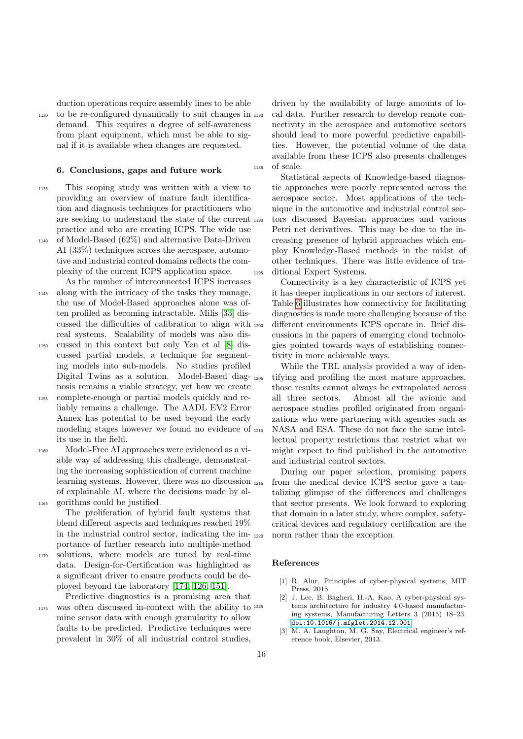duction operations require assembly lines to be able to be re-configured dynamically to suit changes in demand. This requires a degree of self-awareness from plant equipment, which must be able to signal if it is available when changes are requested.

## 6. Conclusions, gaps and future work

This scoping study was written with a view to providing an overview of mature fault identification and diagnosis techniques for practitioners who are seeking to understand the state of the current practice and who are creating ICPS. The wide use of Model-Based (62%) and alternative Data-Driven AI (33%) techniques across the aerospace, automotive and industrial control domains reflects the complexity of the current ICPS application space.

As the number of interconnected ICPS increases along with the intricacy of the tasks they manage, the use of Model-Based approaches alone was often profiled as becoming intractable. Milis [33] discussed the difficulties of calibration to align with real systems. Scalability of models was also discussed in this context but only Yen et al [8] discussed partial models, a technique for segmenting models into sub-models. No studies profiled Digital Twins as a solution. Model-Based diagnosis remains a viable strategy, yet how we create complete-enough or partial models quickly and reliably remains a challenge. The AADL EV2 Error Annex has potential to be used beyond the early modeling stages however we found no evidence of its use in the field.

Model-Free AI approaches were evidenced as a viable way of addressing this challenge, demonstrating the increasing sophistication of current machine learning systems. However, there was no discussion of explainable AI, where the decisions made by algorithms could be justified.

The proliferation of hybrid fault systems that blend different aspects and techniques reached 19% in the industrial control sector, indicating the importance of further research into multiple-method solutions, where models are tuned by real-time data. Design-for-Certification was highlighted as a significant driver to ensure products could be deployed beyond the laboratory [174, 126, 151].

Predictive diagnostics is a promising area that was often discussed in-context with the ability to mine sensor data with enough granularity to allow faults to be predicted. Predictive techniques were prevalent in 30% of all industrial control studies, driven by the availability of large amounts of local data. Further research to develop remote connectivity in the aerospace and automotive sectors should lead to more powerful predictive capabilities. However, the potential volume of the data available from these ICPS also presents challenges of scale.

Statistical aspects of Knowledge-based diagnostic approaches were poorly represented across the aerospace sector. Most applications of the technique in the automotive and industrial control sectors discussed Bayesian approaches and various Petri net derivatives. This may be due to the increasing presence of hybrid approaches which employ Knowledge-Based methods in the midst of other techniques. There was little evidence of traditional Expert Systems.

Connectivity is a key characteristic of ICPS yet it has deeper implications in our sectors of interest. Table 6 illustrates how connectivity for facilitating diagnostics is made more challenging because of the different environments ICPS operate in. Brief discussions in the papers of emerging cloud technologies pointed towards ways of establishing connectivity in more achievable ways.

While the TRL analysis provided a way of identifying and profiling the most mature approaches, those results cannot always be extrapolated across all three sectors. Almost all the avionic and aerospace studies profiled originated from organizations who were partnering with agencies such as NASA and ESA. These do not face the same intellectual property restrictions that restrict what we might expect to find published in the automotive and industrial control sectors.

During our paper selection, promising papers from the medical device ICPS sector gave a tantalizing glimpse of the differences and challenges that sector presents. We look forward to exploring that domain in a later study, where complex, safety-critical devices and regulatory certification are the norm rather than the exception.

## References

[1] R. Alur, Principles of cyber-physical systems, MIT Press, 2015.

[2] J. Lee, B. Bagheri, H.-A. Kao, A cyber-physical systems architecture for industry 4.0-based manufacturing systems, Manufacturing Letters 3 (2015) 18–23. doi:10.1016/j.mfglet.2014.12.001.

[3] M. A. Laughton, M. G. Say, Electrical engineer's reference book, Elsevier, 2013.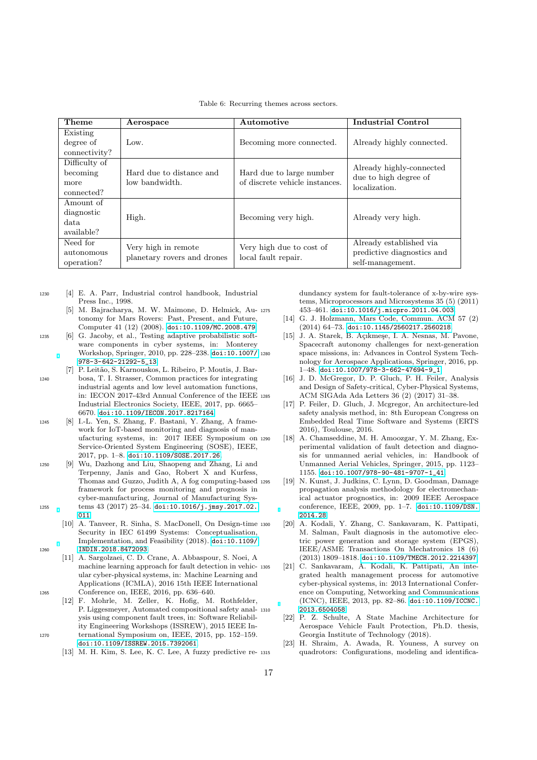Table 6: Recurring themes across sectors.

| Theme | Aerospace | Automotive | Industrial Control |
|---|---|---|---|
| Existing degree of connectivity? | Low. | Becoming more connected. | Already highly connected. |
| Difficulty of becoming more connected? | Hard due to distance and low bandwidth. | Hard due to large number of discrete vehicle instances. | Already highly-connected due to high degree of localization. |
| Amount of diagnostic data available? | High. | Becoming very high. | Already very high. |
| Need for autonomous operation? | Very high in remote planetary rovers and drones | Very high due to cost of local fault repair. | Already established via predictive diagnostics and self-management. |

[4] E. A. Parr, Industrial control handbook, Industrial Press Inc., 1998.

[5] M. Bajracharya, M. W. Maimone, D. Helmick, Autonomy for Mars Rovers: Past, Present, and Future, Computer 41 (12) (2008). doi:10.1109/MC.2008.479

[6] G. Jacoby, et al., Testing adaptive probabilistic software components in cyber systems, in: Monterey Workshop, Springer, 2010, pp. 228–238. doi:10.1007/978-3-642-21292-5_13

[7] P. Leitão, S. Karnouskos, L. Ribeiro, P. Moutis, J. Barbosa, T. I. Strasser, Common practices for integrating industrial agents and low level automation functions, in: IECON 2017-43rd Annual Conference of the IEEE Industrial Electronics Society, IEEE, 2017, pp. 6665–6670. doi:10.1109/IECON.2017.8217164

[8] I.-L. Yen, S. Zhang, F. Bastani, Y. Zhang, A framework for IoT-based monitoring and diagnosis of manufacturing systems, in: 2017 IEEE Symposium on Service-Oriented System Engineering (SOSE), IEEE, 2017, pp. 1–8. doi:10.1109/SOSE.2017.26

[9] Wu, Dazhong and Liu, Shaopeng and Zhang, Li and Terpenny, Janis and Gao, Robert X and Kurfess, Thomas and Guzzo, Judith A, A fog computing-based framework for process monitoring and prognosis in cyber-manufacturing, Journal of Manufacturing Systems 43 (2017) 25–34. doi:10.1016/j.jmsy.2017.02.011

[10] A. Tanveer, R. Sinha, S. MacDonell, On Design-time Security in IEC 61499 Systems: Conceptualisation, Implementation, and Feasibility (2018). doi:10.1109/INDIN.2018.8472093

[11] A. Sargolzaei, C. D. Crane, A. Abbaspour, S. Noei, A machine learning approach for fault detection in vehicular cyber-physical systems, in: Machine Learning and Applications (ICMLA), 2016 15th IEEE International Conference on, IEEE, 2016, pp. 636–640.

[12] F. Mohrle, M. Zeller, K. Hofig, M. Rothfelder, P. Liggesmeyer, Automated compositional safety analysis using component fault trees, in: Software Reliability Engineering Workshops (ISSREW), 2015 IEEE International Symposium on, IEEE, 2015, pp. 152–159. doi:10.1109/ISSREW.2015.7392061

[13] M. H. Kim, S. Lee, K. C. Lee, A fuzzy predictive redundancy system for fault-tolerance of x-by-wire systems, Microprocessors and Microsystems 35 (5) (2011) 453–461. doi:10.1016/j.micpro.2011.04.003

[14] G. J. Holzmann, Mars Code, Commun. ACM 57 (2) (2014) 64–73. doi:10.1145/2560217.2560218

[15] J. A. Starek, B. Açıkmeşe, I. A. Nesnas, M. Pavone, Spacecraft autonomy challenges for next-generation space missions, in: Advances in Control System Technology for Aerospace Applications, Springer, 2016, pp. 1–48. doi:10.1007/978-3-662-47694-9_1

[16] J. D. McGregor, D. P. Gluch, P. H. Feiler, Analysis and Design of Safety-critical, Cyber-Physical Systems, ACM SIGAda Ada Letters 36 (2) (2017) 31–38.

[17] P. Feiler, D. Gluch, J. Mcgregor, An architecture-led safety analysis method, in: 8th European Congress on Embedded Real Time Software and Systems (ERTS 2016), Toulouse, 2016.

[18] A. Chamseddine, M. H. Amoozgar, Y. M. Zhang, Experimental validation of fault detection and diagnosis for unmanned aerial vehicles, in: Handbook of Unmanned Aerial Vehicles, Springer, 2015, pp. 1123–1155. doi:10.1007/978-90-481-9707-1_41

[19] N. Kunst, J. Judkins, C. Lynn, D. Goodman, Damage propagation analysis methodology for electromechanical actuator prognostics, in: 2009 IEEE Aerospace conference, IEEE, 2009, pp. 1–7. doi:10.1109/DSN.2014.28

[20] A. Kodali, Y. Zhang, C. Sankavaram, K. Pattipati, M. Salman, Fault diagnosis in the automotive electric power generation and storage system (EPGS), IEEE/ASME Transactions On Mechatronics 18 (6) (2013) 1809–1818. doi:10.1109/TMECH.2012.2214397

[21] C. Sankavaram, A. Kodali, K. Pattipati, An integrated health management process for automotive cyber-physical systems, in: 2013 International Conference on Computing, Networking and Communications (ICNC), IEEE, 2013, pp. 82–86. doi:10.1109/ICCNC.2013.6504058

[22] P. Z. Schulte, A State Machine Architecture for Aerospace Vehicle Fault Protection, Ph.D. thesis, Georgia Institute of Technology (2018).

[23] H. Shraim, A. Awada, R. Youness, A survey on quadrotors: Configurations, modeling and identifica-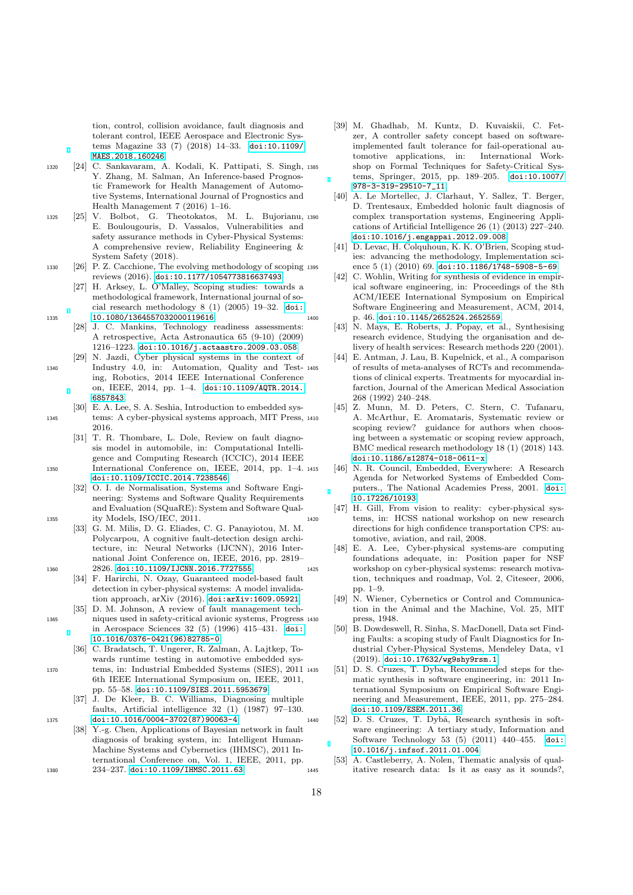tion, control, collision avoidance, fault diagnosis and tolerant control, IEEE Aerospace and Electronic Systems Magazine 33 (7) (2018) 14–33. doi:10.1109/MAES.2018.160246.

[24] C. Sankavaram, A. Kodali, K. Pattipati, S. Singh, Y. Zhang, M. Salman, An Inference-based Prognostic Framework for Health Management of Automotive Systems, International Journal of Prognostics and Health Management 7 (2016) 1–16.

[25] V. Bolbot, G. Theotokatos, M. L. Bujorianu, E. Boulougouris, D. Vassalos, Vulnerabilities and safety assurance methods in Cyber-Physical Systems: A comprehensive review, Reliability Engineering & System Safety (2018).

[26] P. Z. Cacchione, The evolving methodology of scoping reviews (2016). doi:10.1177/1054773816637493.

[27] H. Arksey, L. O'Malley, Scoping studies: towards a methodological framework, International journal of social research methodology 8 (1) (2005) 19–32. doi:10.1080/1364557032000119616.

[28] J. C. Mankins, Technology readiness assessments: A retrospective, Acta Astronautica 65 (9-10) (2009) 1216–1223. doi:10.1016/j.actaastro.2009.03.058.

[29] N. Jazdi, Cyber physical systems in the context of Industry 4.0, in: Automation, Quality and Testing, Robotics, 2014 IEEE International Conference on, IEEE, 2014, pp. 1–4. doi:10.1109/AQTR.2014.6857843.

[30] E. A. Lee, S. A. Seshia, Introduction to embedded systems: A cyber-physical systems approach, MIT Press, 2016.

[31] T. R. Thombare, L. Dole, Review on fault diagnosis model in automobile, in: Computational Intelligence and Computing Research (ICCIC), 2014 IEEE International Conference on, IEEE, 2014, pp. 1–4. doi:10.1109/ICCIC.2014.7238546.

[32] O. I. de Normalisation, Systems and Software Engineering: Systems and Software Quality Requirements and Evaluation (SQuaRE): System and Software Quality Models, ISO/IEC, 2011.

[33] G. M. Milis, D. G. Eliades, C. G. Panayiotou, M. M. Polycarpou, A cognitive fault-detection design architecture, in: Neural Networks (IJCNN), 2016 International Joint Conference on, IEEE, 2016, pp. 2819–2826. doi:10.1109/IJCNN.2016.7727555.

[34] F. Harirchi, N. Ozay, Guaranteed model-based fault detection in cyber-physical systems: A model invalidation approach, arXiv (2016). doi:arXiv:1609.05921.

[35] D. M. Johnson, A review of fault management techniques used in safety-critical avionic systems, Progress in Aerospace Sciences 32 (5) (1996) 415–431. doi:10.1016/0376-0421(96)82785-0.

[36] C. Bradatsch, T. Ungerer, R. Zalman, A. Lajtkep, Towards runtime testing in automotive embedded systems, in: Industrial Embedded Systems (SIES), 2011 6th IEEE International Symposium on, IEEE, 2011, pp. 55–58. doi:10.1109/SIES.2011.5953679.

[37] J. De Kleer, B. C. Williams, Diagnosing multiple faults, Artificial intelligence 32 (1) (1987) 97–130. doi:10.1016/0004-3702(87)90063-4.

[38] Y.-g. Chen, Applications of Bayesian network in fault diagnosis of braking system, in: Intelligent Human-Machine Systems and Cybernetics (IHMSC), 2011 International Conference on, Vol. 1, IEEE, 2011, pp. 234–237. doi:10.1109/IHMSC.2011.63.

[39] M. Ghadhab, M. Kuntz, D. Kuvaiskii, C. Fetzer, A controller safety concept based on software-implemented fault tolerance for fail-operational automotive applications, in: International Workshop on Formal Techniques for Safety-Critical Systems, Springer, 2015, pp. 189–205. doi:10.1007/978-3-319-29510-7_11.

[40] A. Le Mortellec, J. Clarhaut, Y. Sallez, T. Berger, D. Trentesaux, Embedded holonic fault diagnosis of complex transportation systems, Engineering Applications of Artificial Intelligence 26 (1) (2013) 227–240. doi:10.1016/j.engappai.2012.09.008.

[41] D. Levac, H. Colquhoun, K. K. O'Brien, Scoping studies: advancing the methodology, Implementation science 5 (1) (2010) 69. doi:10.1186/1748-5908-5-69.

[42] C. Wohlin, Writing for synthesis of evidence in empirical software engineering, in: Proceedings of the 8th ACM/IEEE International Symposium on Empirical Software Engineering and Measurement, ACM, 2014, p. 46. doi:10.1145/2652524.2652559.

[43] N. Mays, E. Roberts, J. Popay, et al., Synthesising research evidence, Studying the organisation and delivery of health services: Research methods 220 (2001).

[44] E. Antman, J. Lau, B. Kupelnick, et al., A comparison of results of meta-analyses of RCTs and recommendations of clinical experts. Treatments for myocardial infarction, Journal of the American Medical Association 268 (1992) 240–248.

[45] Z. Munn, M. D. Peters, C. Stern, C. Tufanaru, A. McArthur, E. Aromataris, Systematic review or scoping review? guidance for authors when choosing between a systematic or scoping review approach, BMC medical research methodology 18 (1) (2018) 143. doi:10.1186/s12874-018-0611-x.

[46] N. R. Council, Embedded, Everywhere: A Research Agenda for Networked Systems of Embedded Computers., The National Academies Press, 2001. doi:10.17226/10193.

[47] H. Gill, From vision to reality: cyber-physical systems, in: HCSS national workshop on new research directions for high confidence transportation CPS: automotive, aviation, and rail, 2008.

[48] E. A. Lee, Cyber-physical systems-are computing foundations adequate, in: Position paper for NSF workshop on cyber-physical systems: research motivation, techniques and roadmap, Vol. 2, Citeseer, 2006, pp. 1–9.

[49] N. Wiener, Cybernetics or Control and Communication in the Animal and the Machine, Vol. 25, MIT press, 1948.

[50] B. Dowdeswell, R. Sinha, S. MacDonell, Data set Finding Faults: a scoping study of Fault Diagnostics for Industrial Cyber-Physical Systems, Mendeley Data, v1 (2019). doi:10.17632/wg9shy9rsm.1.

[51] D. S. Cruzes, T. Dyba, Recommended steps for thematic synthesis in software engineering, in: 2011 International Symposium on Empirical Software Engineering and Measurement, IEEE, 2011, pp. 275–284. doi:10.1109/ESEM.2011.36.

[52] D. S. Cruzes, T. Dybå, Research synthesis in software engineering: A tertiary study, Information and Software Technology 53 (5) (2011) 440–455. doi:10.1016/j.infsof.2011.01.004.

[53] A. Castleberry, A. Nolen, Thematic analysis of qualitative research data: Is it as easy as it sounds?,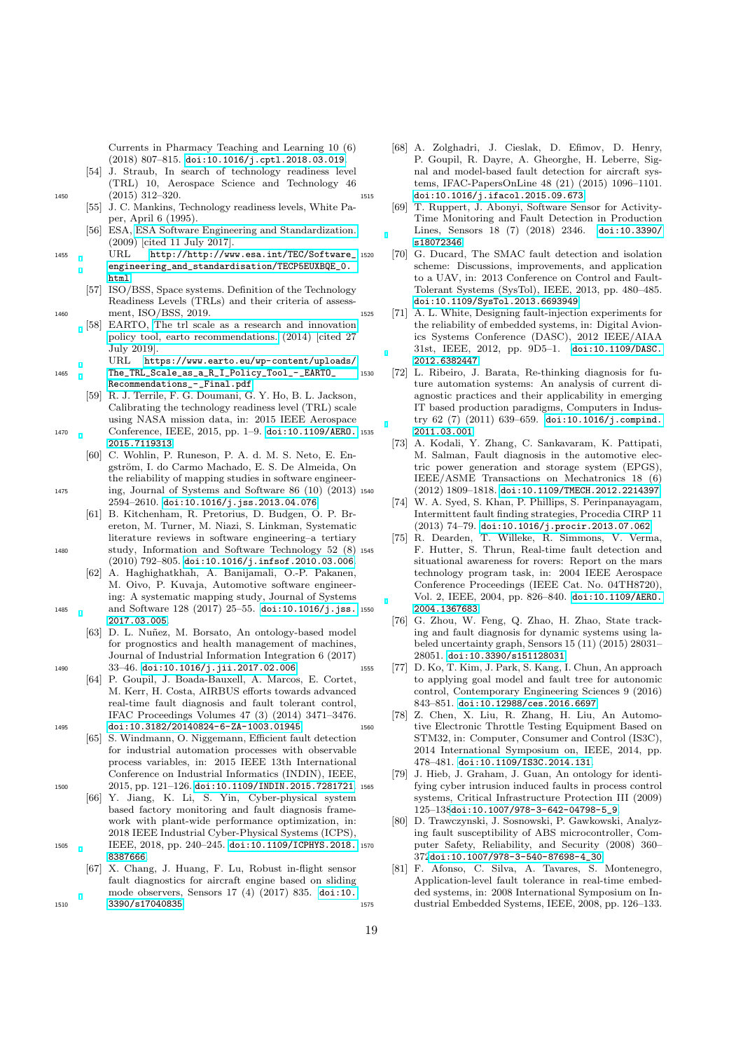Currents in Pharmacy Teaching and Learning 10 (6) (2018) 807–815. doi:10.1016/j.cptl.2018.03.019.

[54] J. Straub, In search of technology readiness level (TRL) 10, Aerospace Science and Technology 46 (2015) 312–320.

[55] J. C. Mankins, Technology readiness levels, White Paper, April 6 (1995).

[56] ESA, ESA Software Engineering and Standardization. (2009) [cited 11 July 2017]. URL http://http://www.esa.int/TEC/Software_engineering_and_standardisation/TECP5EUXBQE_0.html

[57] ISO/BSS, Space systems. Definition of the Technology Readiness Levels (TRLs) and their criteria of assessment, ISO/BSS, 2019.

[58] EARTO, The trl scale as a research and innovation policy tool, earto recommendations. (2014) [cited 27 July 2019]. URL https://www.earto.eu/wp-content/uploads/The_TRL_Scale_as_a_R_I_Policy_Tool_-_EARTO_Recommendations_-_Final.pdf

[59] R. J. Terrile, F. G. Doumani, G. Y. Ho, B. L. Jackson, Calibrating the technology readiness level (TRL) scale using NASA mission data, in: 2015 IEEE Aerospace Conference, IEEE, 2015, pp. 1–9. doi:10.1109/AERO.2015.7119313.

[60] C. Wohlin, P. Runeson, P. A. d. M. S. Neto, E. Engström, I. do Carmo Machado, E. S. De Almeida, On the reliability of mapping studies in software engineering, Journal of Systems and Software 86 (10) (2013) 2594–2610. doi:10.1016/j.jss.2013.04.076.

[61] B. Kitchenham, R. Pretorius, D. Budgen, O. P. Brereton, M. Turner, M. Niazi, S. Linkman, Systematic literature reviews in software engineering–a tertiary study, Information and Software Technology 52 (8) (2010) 792–805. doi:10.1016/j.infsof.2010.03.006.

[62] A. Haghighatkhah, A. Banijamali, O.-P. Pakanen, M. Oivo, P. Kuvaja, Automotive software engineering: A systematic mapping study, Journal of Systems and Software 128 (2017) 25–55. doi:10.1016/j.jss.2017.03.005.

[63] D. L. Nuñez, M. Borsato, An ontology-based model for prognostics and health management of machines, Journal of Industrial Information Integration 6 (2017) 33–46. doi:10.1016/j.jii.2017.02.006.

[64] P. Goupil, J. Boada-Bauxell, A. Marcos, E. Cortet, M. Kerr, H. Costa, AIRBUS efforts towards advanced real-time fault diagnosis and fault tolerant control, IFAC Proceedings Volumes 47 (3) (2014) 3471–3476. doi:10.3182/20140824-6-ZA-1003.01945.

[65] S. Windmann, O. Niggemann, Efficient fault detection for industrial automation processes with observable process variables, in: 2015 IEEE 13th International Conference on Industrial Informatics (INDIN), IEEE, 2015, pp. 121–126. doi:10.1109/INDIN.2015.7281721.

[66] Y. Jiang, K. Li, S. Yin, Cyber-physical system based factory monitoring and fault diagnosis framework with plant-wide performance optimization, in: 2018 IEEE Industrial Cyber-Physical Systems (ICPS), IEEE, 2018, pp. 240–245. doi:10.1109/ICPHYS.2018.8387666.

[67] X. Chang, J. Huang, F. Lu, Robust in-flight sensor fault diagnostics for aircraft engine based on sliding mode observers, Sensors 17 (4) (2017) 835. doi:10.3390/s17040835.

[68] A. Zolghadri, J. Cieslak, D. Efimov, D. Henry, P. Goupil, R. Dayre, A. Gheorghe, H. Leberre, Signal and model-based fault detection for aircraft systems, IFAC-PapersOnLine 48 (21) (2015) 1096–1101. doi:10.1016/j.ifacol.2015.09.673.

[69] T. Ruppert, J. Abonyi, Software Sensor for Activity-Time Monitoring and Fault Detection in Production Lines, Sensors 18 (7) (2018) 2346. doi:10.3390/s18072346.

[70] G. Ducard, The SMAC fault detection and isolation scheme: Discussions, improvements, and application to a UAV, in: 2013 Conference on Control and Fault-Tolerant Systems (SysTol), IEEE, 2013, pp. 480–485. doi:10.1109/SysTol.2013.6693949.

[71] A. L. White, Designing fault-injection experiments for the reliability of embedded systems, in: Digital Avionics Systems Conference (DASC), 2012 IEEE/AIAA 31st, IEEE, 2012, pp. 9D5–1. doi:10.1109/DASC.2012.6382447.

[72] L. Ribeiro, J. Barata, Re-thinking diagnosis for future automation systems: An analysis of current diagnostic practices and their applicability in emerging IT based production paradigms, Computers in Industry 62 (7) (2011) 639–659. doi:10.1016/j.compind.2011.03.001.

[73] A. Kodali, Y. Zhang, C. Sankavaram, K. Pattipati, M. Salman, Fault diagnosis in the automotive electric power generation and storage system (EPGS), IEEE/ASME Transactions on Mechatronics 18 (6) (2012) 1809–1818. doi:10.1109/TMECH.2012.2214397.

[74] W. A. Syed, S. Khan, P. Phillips, S. Perinpanayagam, Intermittent fault finding strategies, Procedia CIRP 11 (2013) 74–79. doi:10.1016/j.procir.2013.07.062.

[75] R. Dearden, T. Willeke, R. Simmons, V. Verma, F. Hutter, S. Thrun, Real-time fault detection and situational awareness for rovers: Report on the mars technology program task, in: 2004 IEEE Aerospace Conference Proceedings (IEEE Cat. No. 04TH8720), Vol. 2, IEEE, 2004, pp. 826–840. doi:10.1109/AERO.2004.1367683.

[76] G. Zhou, W. Feng, Q. Zhao, H. Zhao, State tracking and fault diagnosis for dynamic systems using labeled uncertainty graph, Sensors 15 (11) (2015) 28031–28051. doi:10.3390/s151128031.

[77] D. Ko, T. Kim, J. Park, S. Kang, I. Chun, An approach to applying goal model and fault tree for autonomic control, Contemporary Engineering Sciences 9 (2016) 843–851. doi:10.12988/ces.2016.6697.

[78] Z. Chen, X. Liu, R. Zhang, H. Liu, An Automotive Electronic Throttle Testing Equipment Based on STM32, in: Computer, Consumer and Control (IS3C), 2014 International Symposium on, IEEE, 2014, pp. 478–481. doi:10.1109/IS3C.2014.131.

[79] J. Hieb, J. Graham, J. Guan, An ontology for identifying cyber intrusion induced faults in process control systems, Critical Infrastructure Protection III (2009) 125–138doi:10.1007/978-3-642-04798-5_9.

[80] D. Trawczynski, J. Sosnowski, P. Gawkowski, Analyzing fault susceptibility of ABS microcontroller, Computer Safety, Reliability, and Security (2008) 360–372doi:10.1007/978-3-540-87698-4_30.

[81] F. Afonso, C. Silva, A. Tavares, S. Montenegro, Application-level fault tolerance in real-time embedded systems, in: 2008 International Symposium on Industrial Embedded Systems, IEEE, 2008, pp. 126–133.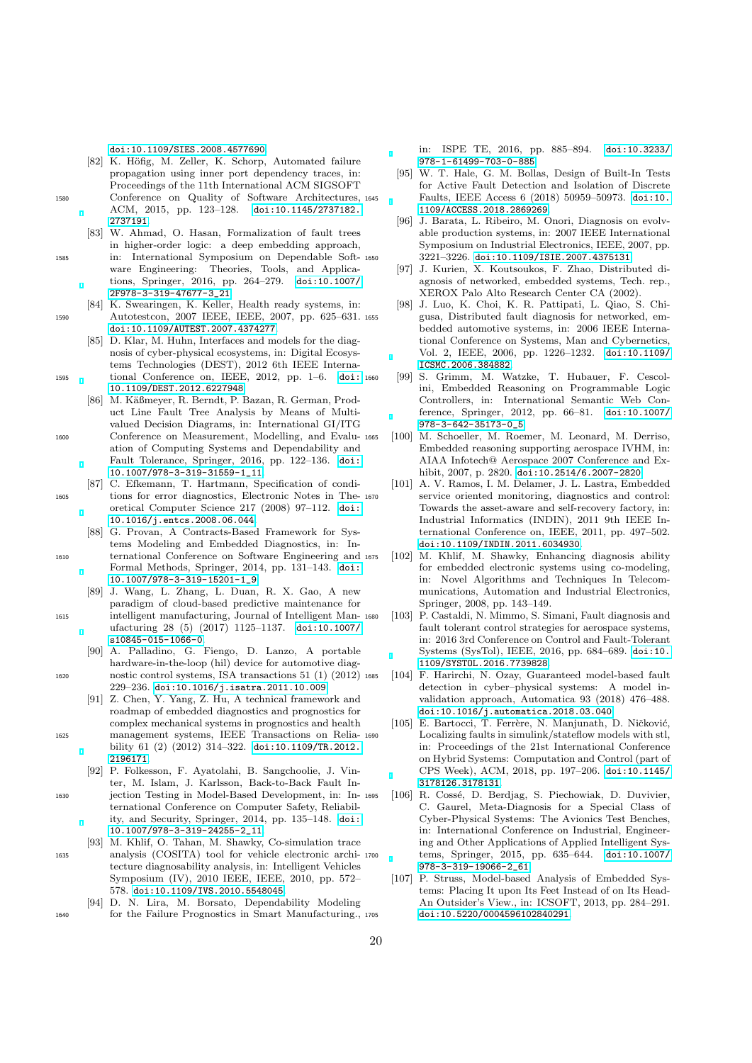doi:10.1109/SIES.2008.4577690

[82] K. Höfig, M. Zeller, K. Schorp, Automated failure propagation using inner port dependency traces, in: Proceedings of the 11th International ACM SIGSOFT Conference on Quality of Software Architectures, ACM, 2015, pp. 123–128. doi:10.1145/2737182.2737191

[83] W. Ahmad, O. Hasan, Formalization of fault trees in higher-order logic: a deep embedding approach, in: International Symposium on Dependable Software Engineering: Theories, Tools, and Applications, Springer, 2016, pp. 264–279. doi:10.1007/2F978-3-319-47677-3_21

[84] K. Swearingen, K. Keller, Health ready systems, in: Autotestcon, 2007 IEEE, IEEE, 2007, pp. 625–631. doi:10.1109/AUTEST.2007.4374277

[85] D. Klar, M. Huhn, Interfaces and models for the diagnosis of cyber-physical ecosystems, in: Digital Ecosystems Technologies (DEST), 2012 6th IEEE International Conference on, IEEE, 2012, pp. 1–6. doi:10.1109/DEST.2012.6227948

[86] M. Käßmeyer, R. Berndt, P. Bazan, R. German, Product Line Fault Tree Analysis by Means of Multi-valued Decision Diagrams, in: International GI/ITG Conference on Measurement, Modelling, and Evaluation of Computing Systems and Dependability and Fault Tolerance, Springer, 2016, pp. 122–136. doi:10.1007/978-3-319-31559-1_11

[87] C. Efkemann, T. Hartmann, Specification of conditions for error diagnostics, Electronic Notes in Theoretical Computer Science 217 (2008) 97–112. doi:10.1016/j.entcs.2008.06.044

[88] G. Provan, A Contracts-Based Framework for Systems Modeling and Embedded Diagnostics, in: International Conference on Software Engineering and Formal Methods, Springer, 2014, pp. 131–143. doi:10.1007/978-3-319-15201-1_9

[89] J. Wang, L. Zhang, L. Duan, R. X. Gao, A new paradigm of cloud-based predictive maintenance for intelligent manufacturing, Journal of Intelligent Manufacturing 28 (5) (2017) 1125–1137. doi:10.1007/s10845-015-1066-0

[90] A. Palladino, G. Fiengo, D. Lanzo, A portable hardware-in-the-loop (hil) device for automotive diagnostic control systems, ISA transactions 51 (1) (2012) 229–236. doi:10.1016/j.isatra.2011.10.009

[91] Z. Chen, Y. Yang, Z. Hu, A technical framework and roadmap of embedded diagnostics and prognostics for complex mechanical systems in prognostics and health management systems, IEEE Transactions on Reliability 61 (2) (2012) 314–322. doi:10.1109/TR.2012.2196171

[92] P. Folkesson, F. Ayatolahi, B. Sangchoolie, J. Vinter, M. Islam, J. Karlsson, Back-to-Back Fault Injection Testing in Model-Based Development, in: International Conference on Computer Safety, Reliability, and Security, Springer, 2014, pp. 135–148. doi:10.1007/978-3-319-24255-2_11

[93] M. Khlif, O. Tahan, M. Shawky, Co-simulation trace analysis (COSITA) tool for vehicle electronic architecture diagnosability analysis, in: Intelligent Vehicles Symposium (IV), 2010 IEEE, IEEE, 2010, pp. 572–578. doi:10.1109/IVS.2010.5548045

[94] D. N. Lira, M. Borsato, Dependability Modeling for the Failure Prognostics in Smart Manufacturing., in: ISPE TE, 2016, pp. 885–894. doi:10.3233/978-1-61499-703-0-885

[95] W. T. Hale, G. M. Bollas, Design of Built-In Tests for Active Fault Detection and Isolation of Discrete Faults, IEEE Access 6 (2018) 50959–50973. doi:10.1109/ACCESS.2018.2869269

[96] J. Barata, L. Ribeiro, M. Onori, Diagnosis on evolvable production systems, in: 2007 IEEE International Symposium on Industrial Electronics, IEEE, 2007, pp. 3221–3226. doi:10.1109/ISIE.2007.4375131

[97] J. Kurien, X. Koutsoukos, F. Zhao, Distributed diagnosis of networked, embedded systems, Tech. rep., XEROX Palo Alto Research Center CA (2002).

[98] J. Luo, K. Choi, K. R. Pattipati, L. Qiao, S. Chigusa, Distributed fault diagnosis for networked, embedded automotive systems, in: 2006 IEEE International Conference on Systems, Man and Cybernetics, Vol. 2, IEEE, 2006, pp. 1226–1232. doi:10.1109/ICSMC.2006.384882

[99] S. Grimm, M. Watzke, T. Hubauer, F. Cescolini, Embedded Reasoning on Programmable Logic Controllers, in: International Semantic Web Conference, Springer, 2012, pp. 66–81. doi:10.1007/978-3-642-35173-0_5

[100] M. Schoeller, M. Roemer, M. Leonard, M. Derriso, Embedded reasoning supporting aerospace IVHM, in: AIAA Infotech@ Aerospace 2007 Conference and Exhibit, 2007, p. 2820. doi:10.2514/6.2007-2820

[101] A. V. Ramos, I. M. Delamer, J. L. Lastra, Embedded service oriented monitoring, diagnostics and control: Towards the asset-aware and self-recovery factory, in: Industrial Informatics (INDIN), 2011 9th IEEE International Conference on, IEEE, 2011, pp. 497–502. doi:10.1109/INDIN.2011.6034930

[102] M. Khlif, M. Shawky, Enhancing diagnosis ability for embedded electronic systems using co-modeling, in: Novel Algorithms and Techniques In Telecommunications, Automation and Industrial Electronics, Springer, 2008, pp. 143–149.

[103] P. Castaldi, N. Mimmo, S. Simani, Fault diagnosis and fault tolerant control strategies for aerospace systems, in: 2016 3rd Conference on Control and Fault-Tolerant Systems (SysTol), IEEE, 2016, pp. 684–689. doi:10.1109/SYSTOL.2016.7739828

[104] F. Harirchi, N. Ozay, Guaranteed model-based fault detection in cyber–physical systems: A model invalidation approach, Automatica 93 (2018) 476–488. doi:10.1016/j.automatica.2018.03.040

[105] E. Bartocci, T. Ferrère, N. Manjunath, D. Ničković, Localizing faults in simulink/stateflow models with stl, in: Proceedings of the 21st International Conference on Hybrid Systems: Computation and Control (part of CPS Week), ACM, 2018, pp. 197–206. doi:10.1145/3178126.3178131

[106] R. Cossé, D. Berdjag, S. Piechowiak, D. Duvivier, C. Gaurel, Meta-Diagnosis for a Special Class of Cyber-Physical Systems: The Avionics Test Benches, in: International Conference on Industrial, Engineering and Other Applications of Applied Intelligent Systems, Springer, 2015, pp. 635–644. doi:10.1007/978-3-319-19066-2_61

[107] P. Struss, Model-based Analysis of Embedded Systems: Placing It upon Its Feet Instead of on Its Head-An Outsider's View., in: ICSOFT, 2013, pp. 284–291. doi:10.5220/0004596102840291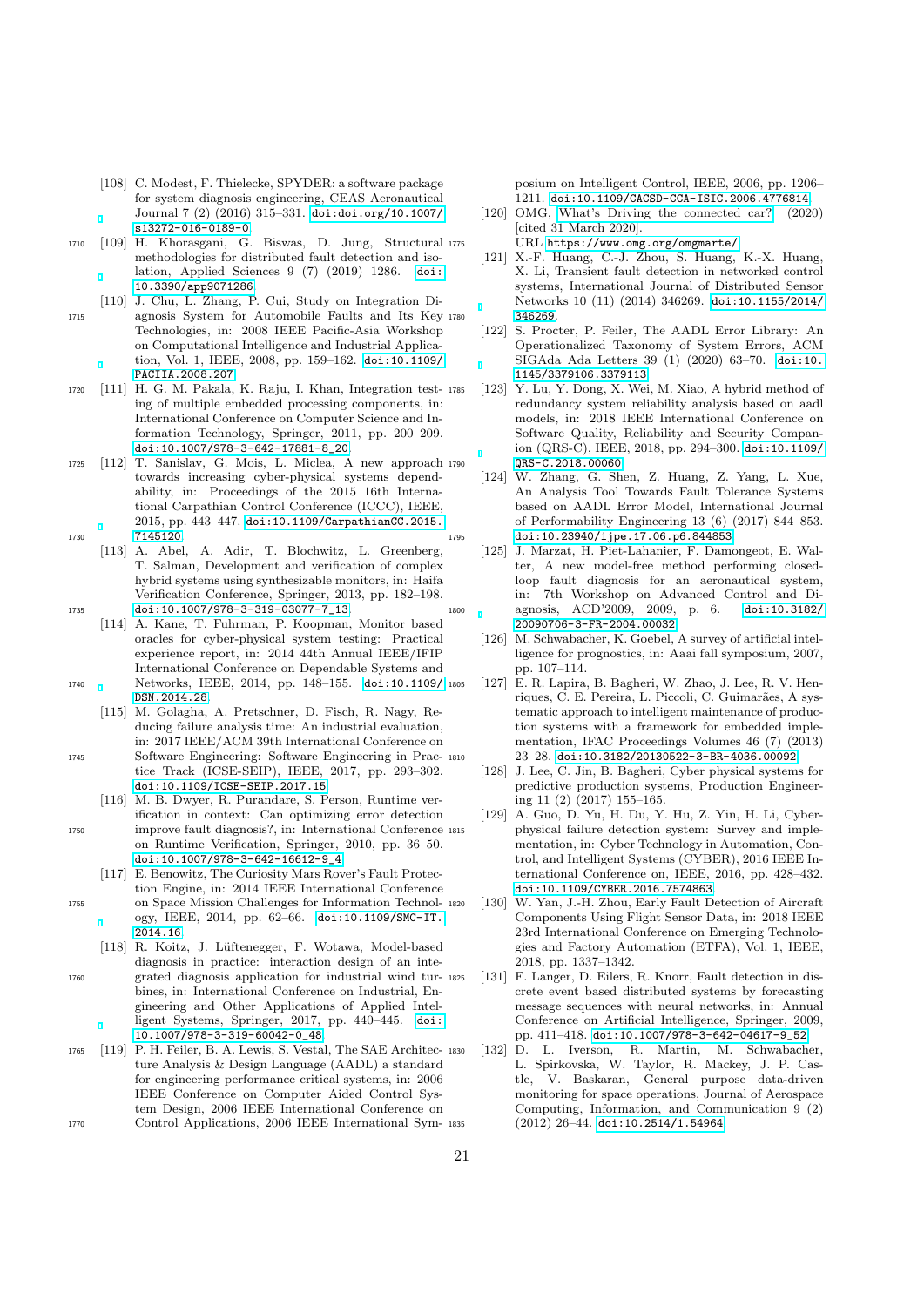[108] C. Modest, F. Thielecke, SPYDER: a software package for system diagnosis engineering, CEAS Aeronautical Journal 7 (2) (2016) 315–331. doi:doi.org/10.1007/s13272-016-0189-0.

[109] H. Khorasgani, G. Biswas, D. Jung, Structural methodologies for distributed fault detection and isolation, Applied Sciences 9 (7) (2019) 1286. doi:10.3390/app9071286.

[110] J. Chu, L. Zhang, P. Cui, Study on Integration Diagnosis System for Automobile Faults and Its Key Technologies, in: 2008 IEEE Pacific-Asia Workshop on Computational Intelligence and Industrial Application, Vol. 1, IEEE, 2008, pp. 159–162. doi:10.1109/PACIIA.2008.207.

[111] H. G. M. Pakala, K. Raju, I. Khan, Integration testing of multiple embedded processing components, in: International Conference on Computer Science and Information Technology, Springer, 2011, pp. 200–209. doi:10.1007/978-3-642-17881-8_20.

[112] T. Sanislav, G. Mois, L. Miclea, A new approach towards increasing cyber-physical systems dependability, in: Proceedings of the 2015 16th International Carpathian Control Conference (ICCC), IEEE, 2015, pp. 443–447. doi:10.1109/CarpathianCC.2015.7145120.

[113] A. Abel, A. Adir, T. Blochwitz, L. Greenberg, T. Salman, Development and verification of complex hybrid systems using synthesizable monitors, in: Haifa Verification Conference, Springer, 2013, pp. 182–198. doi:10.1007/978-3-319-03077-7_13.

[114] A. Kane, T. Fuhrman, P. Koopman, Monitor based oracles for cyber-physical system testing: Practical experience report, in: 2014 44th Annual IEEE/IFIP International Conference on Dependable Systems and Networks, IEEE, 2014, pp. 148–155. doi:10.1109/DSN.2014.28.

[115] M. Golagha, A. Pretschner, D. Fisch, R. Nagy, Reducing failure analysis time: An industrial evaluation, in: 2017 IEEE/ACM 39th International Conference on Software Engineering: Software Engineering in Practice Track (ICSE-SEIP), IEEE, 2017, pp. 293–302. doi:10.1109/ICSE-SEIP.2017.15.

[116] M. B. Dwyer, R. Purandare, S. Person, Runtime verification in context: Can optimizing error detection improve fault diagnosis?, in: International Conference on Runtime Verification, Springer, 2010, pp. 36–50. doi:10.1007/978-3-642-16612-9_4.

[117] E. Benowitz, The Curiosity Mars Rover's Fault Protection Engine, in: 2014 IEEE International Conference on Space Mission Challenges for Information Technology, IEEE, 2014, pp. 62–66. doi:10.1109/SMC-IT.2014.16.

[118] R. Koitz, J. Lüftenegger, F. Wotawa, Model-based diagnosis in practice: interaction design of an integrated diagnosis application for industrial wind turbines, in: International Conference on Industrial, Engineering and Other Applications of Applied Intelligent Systems, Springer, 2017, pp. 440–445. doi:10.1007/978-3-319-60042-0_48.

[119] P. H. Feiler, B. A. Lewis, S. Vestal, The SAE Architecture Analysis & Design Language (AADL) a standard for engineering performance critical systems, in: 2006 IEEE Conference on Computer Aided Control System Design, 2006 IEEE International Conference on Control Applications, 2006 IEEE International Symposium on Intelligent Control, IEEE, 2006, pp. 1206–1211. doi:10.1109/CACSD-CCA-ISIC.2006.4776814.

[120] OMG, What's Driving the connected car? (2020) [cited 31 March 2020].
URL https://www.omg.org/omgmarte/

[121] X.-F. Huang, C.-J. Zhou, S. Huang, K.-X. Huang, X. Li, Transient fault detection in networked control systems, International Journal of Distributed Sensor Networks 10 (11) (2014) 346269. doi:10.1155/2014/346269.

[122] S. Procter, P. Feiler, The AADL Error Library: An Operationalized Taxonomy of System Errors, ACM SIGAda Ada Letters 39 (1) (2020) 63–70. doi:10.1145/3379106.3379113.

[123] Y. Lu, Y. Dong, X. Wei, M. Xiao, A hybrid method of redundancy system reliability analysis based on aadl models, in: 2018 IEEE International Conference on Software Quality, Reliability and Security Companion (QRS-C), IEEE, 2018, pp. 294–300. doi:10.1109/QRS-C.2018.00060.

[124] W. Zhang, G. Shen, Z. Huang, Z. Yang, L. Xue, An Analysis Tool Towards Fault Tolerance Systems based on AADL Error Model, International Journal of Performability Engineering 13 (6) (2017) 844–853. doi:10.23940/ijpe.17.06.p6.844853.

[125] J. Marzat, H. Piet-Lahanier, F. Damongeot, E. Walter, A new model-free method performing closed-loop fault diagnosis for an aeronautical system, in: 7th Workshop on Advanced Control and Diagnosis, ACD'2009, 2009, p. 6. doi:10.3182/20090706-3-FR-2004.00032.

[126] M. Schwabacher, K. Goebel, A survey of artificial intelligence for prognostics, in: Aaai fall symposium, 2007, pp. 107–114.

[127] E. R. Lapira, B. Bagheri, W. Zhao, J. Lee, R. V. Henriques, C. E. Pereira, L. Piccoli, C. Guimarães, A systematic approach to intelligent maintenance of production systems with a framework for embedded implementation, IFAC Proceedings Volumes 46 (7) (2013) 23–28. doi:10.3182/20130522-3-BR-4036.00092.

[128] J. Lee, C. Jin, B. Bagheri, Cyber physical systems for predictive production systems, Production Engineering 11 (2) (2017) 155–165.

[129] A. Guo, D. Yu, H. Du, Y. Hu, Z. Yin, H. Li, Cyber-physical failure detection system: Survey and implementation, in: Cyber Technology in Automation, Control, and Intelligent Systems (CYBER), 2016 IEEE International Conference on, IEEE, 2016, pp. 428–432. doi:10.1109/CYBER.2016.7574863.

[130] W. Yan, J.-H. Zhou, Early Fault Detection of Aircraft Components Using Flight Sensor Data, in: 2018 IEEE 23rd International Conference on Emerging Technologies and Factory Automation (ETFA), Vol. 1, IEEE, 2018, pp. 1337–1342.

[131] F. Langer, D. Eilers, R. Knorr, Fault detection in discrete event based distributed systems by forecasting message sequences with neural networks, in: Annual Conference on Artificial Intelligence, Springer, 2009, pp. 411–418. doi:10.1007/978-3-642-04617-9_52.

[132] D. L. Iverson, R. Martin, M. Schwabacher, L. Spirkovska, W. Taylor, R. Mackey, J. P. Castle, V. Baskaran, General purpose data-driven monitoring for space operations, Journal of Aerospace Computing, Information, and Communication 9 (2) (2012) 26–44. doi:10.2514/1.54964.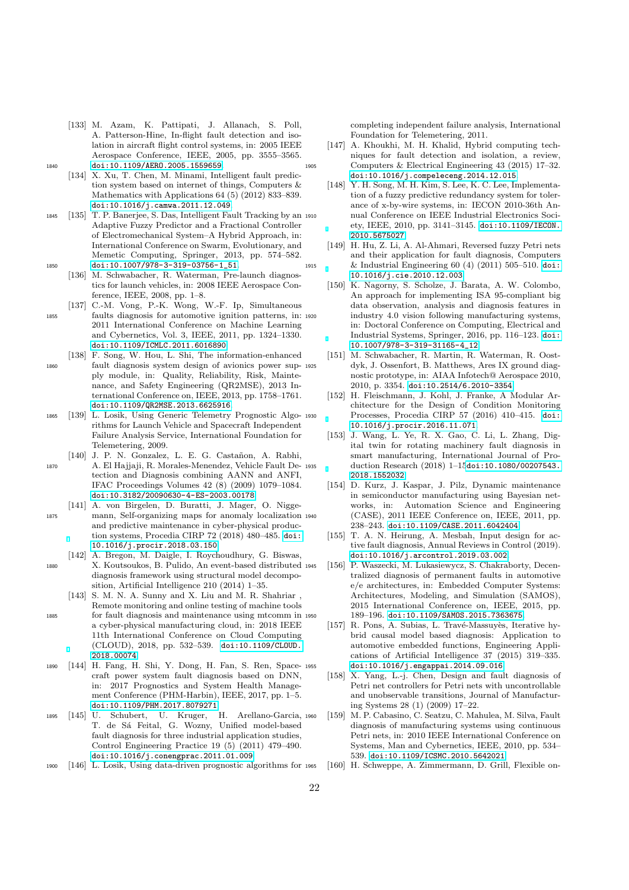[133] M. Azam, K. Pattipati, J. Allanach, S. Poll, A. Patterson-Hine, In-flight fault detection and isolation in aircraft flight control systems, in: 2005 IEEE Aerospace Conference, IEEE, 2005, pp. 3555–3565. doi:10.1109/AERO.2005.1559659

[134] X. Xu, T. Chen, M. Minami, Intelligent fault prediction system based on internet of things, Computers & Mathematics with Applications 64 (5) (2012) 833–839. doi:10.1016/j.camwa.2011.12.049

[135] T. P. Banerjee, S. Das, Intelligent Fault Tracking by an Adaptive Fuzzy Predictor and a Fractional Controller of Electromechanical System–A Hybrid Approach, in: International Conference on Swarm, Evolutionary, and Memetic Computing, Springer, 2013, pp. 574–582. doi:10.1007/978-3-319-03756-1_51

[136] M. Schwabacher, R. Waterman, Pre-launch diagnostics for launch vehicles, in: 2008 IEEE Aerospace Conference, IEEE, 2008, pp. 1–8.

[137] C.-M. Vong, P.-K. Wong, W.-F. Ip, Simultaneous faults diagnosis for automotive ignition patterns, in: 2011 International Conference on Machine Learning and Cybernetics, Vol. 3, IEEE, 2011, pp. 1324–1330. doi:10.1109/ICMLC.2011.6016890

[138] F. Song, W. Hou, L. Shi, The information-enhanced fault diagnosis system design of avionics power supply module, in: Quality, Reliability, Risk, Maintenance, and Safety Engineering (QR2MSE), 2013 International Conference on, IEEE, 2013, pp. 1758–1761. doi:10.1109/QR2MSE.2013.6625916

[139] L. Losik, Using Generic Telemetry Prognostic Algorithms for Launch Vehicle and Spacecraft Independent Failure Analysis Service, International Foundation for Telemetering, 2009.

[140] J. P. N. Gonzalez, L. E. G. Castañon, A. Rabhi, A. El Hajjaji, R. Morales-Menendez, Vehicle Fault Detection and Diagnosis combining AANN and ANFI, IFAC Proceedings Volumes 42 (8) (2009) 1079–1084. doi:10.3182/20090630-4-ES-2003.00178

[141] A. von Birgelen, D. Buratti, J. Mager, O. Niggemann, Self-organizing maps for anomaly localization and predictive maintenance in cyber-physical production systems, Procedia CIRP 72 (2018) 480–485. doi:10.1016/j.procir.2018.03.150

[142] A. Bregon, M. Daigle, I. Roychoudhury, G. Biswas, X. Koutsoukos, B. Pulido, An event-based distributed diagnosis framework using structural model decomposition, Artificial Intelligence 210 (2014) 1–35.

[143] S. M. N. A. Sunny and X. Liu and M. R. Shahriar , Remote monitoring and online testing of machine tools for fault diagnosis and maintenance using mtcomm in a cyber-physical manufacturing cloud, in: 2018 IEEE 11th International Conference on Cloud Computing (CLOUD), 2018, pp. 532–539. doi:10.1109/CLOUD.2018.00074

[144] H. Fang, H. Shi, Y. Dong, H. Fan, S. Ren, Spacecraft power system fault diagnosis based on DNN, in: 2017 Prognostics and System Health Management Conference (PHM-Harbin), IEEE, 2017, pp. 1–5. doi:10.1109/PHM.2017.8079271

[145] U. Schubert, U. Kruger, H. Arellano-Garcia, T. de Sá Feital, G. Wozny, Unified model-based fault diagnosis for three industrial application studies, Control Engineering Practice 19 (5) (2011) 479–490. doi:10.1016/j.conengprac.2011.01.009

[146] L. Losik, Using data-driven prognostic algorithms for completing independent failure analysis, International Foundation for Telemetering, 2011.

[147] A. Khoukhi, M. H. Khalid, Hybrid computing techniques for fault detection and isolation, a review, Computers & Electrical Engineering 43 (2015) 17–32. doi:10.1016/j.compeleceng.2014.12.015

[148] Y. H. Song, M. H. Kim, S. Lee, K. C. Lee, Implementation of a fuzzy predictive redundancy system for tolerance of x-by-wire systems, in: IECON 2010-36th Annual Conference on IEEE Industrial Electronics Society, IEEE, 2010, pp. 3141–3145. doi:10.1109/IECON.2010.5675027

[149] H. Hu, Z. Li, A. Al-Ahmari, Reversed fuzzy Petri nets and their application for fault diagnosis, Computers & Industrial Engineering 60 (4) (2011) 505–510. doi:10.1016/j.cie.2010.12.003

[150] K. Nagorny, S. Scholze, J. Barata, A. W. Colombo, An approach for implementing ISA 95-compliant big data observation, analysis and diagnosis features in industry 4.0 vision following manufacturing systems, in: Doctoral Conference on Computing, Electrical and Industrial Systems, Springer, 2016, pp. 116–123. doi:10.1007/978-3-319-31165-4_12

[151] M. Schwabacher, R. Martin, R. Waterman, R. Oostdyk, J. Ossenfort, B. Matthews, Ares IX ground diagnostic prototype, in: AIAA Infotech@ Aerospace 2010, 2010, p. 3354. doi:10.2514/6.2010-3354

[152] H. Fleischmann, J. Kohl, J. Franke, A Modular Architecture for the Design of Condition Monitoring Processes, Procedia CIRP 57 (2016) 410–415. doi:10.1016/j.procir.2016.11.071

[153] J. Wang, L. Ye, R. X. Gao, C. Li, L. Zhang, Digital twin for rotating machinery fault diagnosis in smart manufacturing, International Journal of Production Research (2018) 1–15doi:10.1080/00207543.2018.1552032

[154] D. Kurz, J. Kaspar, J. Pilz, Dynamic maintenance in semiconductor manufacturing using Bayesian networks, in: Automation Science and Engineering (CASE), 2011 IEEE Conference on, IEEE, 2011, pp. 238–243. doi:10.1109/CASE.2011.6042404

[155] T. A. N. Heirung, A. Mesbah, Input design for active fault diagnosis, Annual Reviews in Control (2019). doi:10.1016/j.arcontrol.2019.03.002

[156] P. Waszecki, M. Lukasiewycz, S. Chakraborty, Decentralized diagnosis of permanent faults in automotive e/e architectures, in: Embedded Computer Systems: Architectures, Modeling, and Simulation (SAMOS), 2015 International Conference on, IEEE, 2015, pp. 189–196. doi:10.1109/SAMOS.2015.7363675

[157] R. Pons, A. Subias, L. Travé-Massuyès, Iterative hybrid causal model based diagnosis: Application to automotive embedded functions, Engineering Applications of Artificial Intelligence 37 (2015) 319–335. doi:10.1016/j.engappai.2014.09.016

[158] X. Yang, L.-j. Chen, Design and fault diagnosis of Petri net controllers for Petri nets with uncontrollable and unobservable transitions, Journal of Manufacturing Systems 28 (1) (2009) 17–22.

[159] M. P. Cabasino, C. Seatzu, C. Mahulea, M. Silva, Fault diagnosis of manufacturing systems using continuous Petri nets, in: 2010 IEEE International Conference on Systems, Man and Cybernetics, IEEE, 2010, pp. 534–539. doi:10.1109/ICSMC.2010.5642021

[160] H. Schweppe, A. Zimmermann, D. Grill, Flexible on-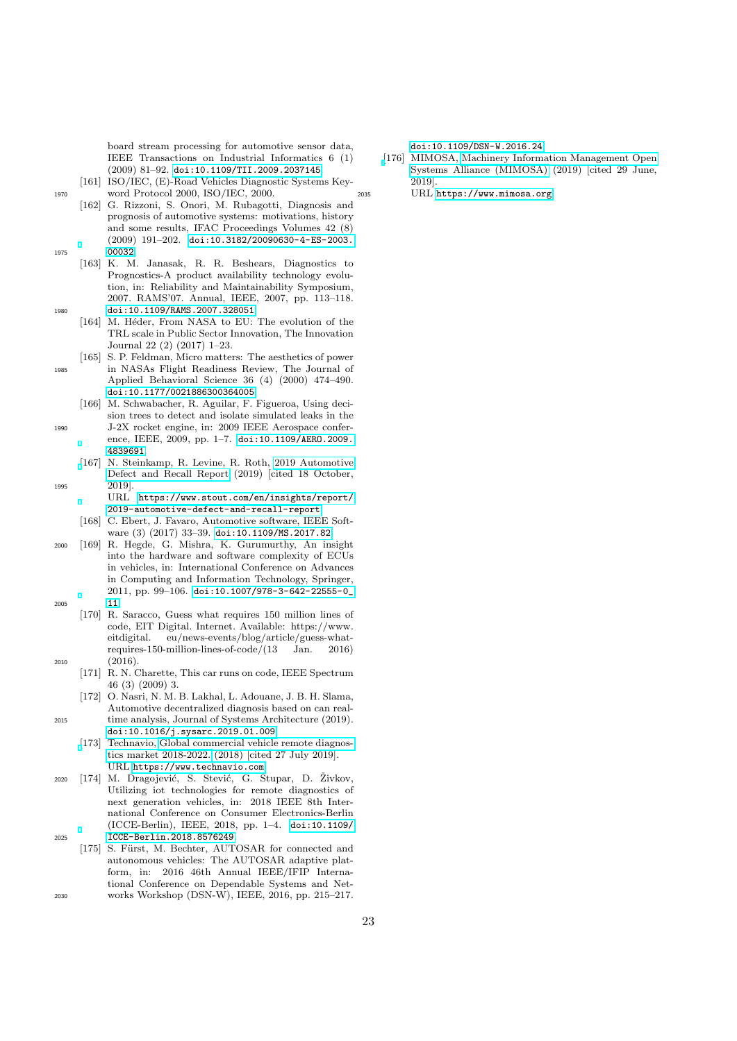board stream processing for automotive sensor data, IEEE Transactions on Industrial Informatics 6 (1) (2009) 81–92. doi:10.1109/TII.2009.2037145.

[161] ISO/IEC, (E)-Road Vehicles Diagnostic Systems Keyword Protocol 2000, ISO/IEC, 2000.

[162] G. Rizzoni, S. Onori, M. Rubagotti, Diagnosis and prognosis of automotive systems: motivations, history and some results, IFAC Proceedings Volumes 42 (8) (2009) 191–202. doi:10.3182/20090630-4-ES-2003.00032.

[163] K. M. Janasak, R. R. Beshears, Diagnostics to Prognostics-A product availability technology evolution, in: Reliability and Maintainability Symposium, 2007. RAMS'07. Annual, IEEE, 2007, pp. 113–118. doi:10.1109/RAMS.2007.328051.

[164] M. Héder, From NASA to EU: The evolution of the TRL scale in Public Sector Innovation, The Innovation Journal 22 (2) (2017) 1–23.

[165] S. P. Feldman, Micro matters: The aesthetics of power in NASAs Flight Readiness Review, The Journal of Applied Behavioral Science 36 (4) (2000) 474–490. doi:10.1177/0021886300364005.

[166] M. Schwabacher, R. Aguilar, F. Figueroa, Using decision trees to detect and isolate simulated leaks in the J-2X rocket engine, in: 2009 IEEE Aerospace conference, IEEE, 2009, pp. 1–7. doi:10.1109/AERO.2009.4839691.

[167] N. Steinkamp, R. Levine, R. Roth, 2019 Automotive Defect and Recall Report (2019) [cited 18 October, 2019].
URL https://www.stout.com/en/insights/report/2019-automotive-defect-and-recall-report

[168] C. Ebert, J. Favaro, Automotive software, IEEE Software (3) (2017) 33–39. doi:10.1109/MS.2017.82.

[169] R. Hegde, G. Mishra, K. Gurumurthy, An insight into the hardware and software complexity of ECUs in vehicles, in: International Conference on Advances in Computing and Information Technology, Springer, 2011, pp. 99–106. doi:10.1007/978-3-642-22555-0_11.

[170] R. Saracco, Guess what requires 150 million lines of code, EIT Digital. Internet. Available: https://www.eitdigital. eu/news-events/blog/article/guess-what-requires-150-million-lines-of-code/(13 Jan. 2016) (2016).

[171] R. N. Charette, This car runs on code, IEEE Spectrum 46 (3) (2009) 3.

[172] O. Nasri, N. M. B. Lakhal, L. Adouane, J. B. H. Slama, Automotive decentralized diagnosis based on can real-time analysis, Journal of Systems Architecture (2019). doi:10.1016/j.sysarc.2019.01.009.

[173] Technavio, Global commercial vehicle remote diagnostics market 2018-2022. (2018) [cited 27 July 2019].
URL https://www.technavio.com

[174] M. Dragojević, S. Stević, G. Stupar, D. Živkov, Utilizing iot technologies for remote diagnostics of next generation vehicles, in: 2018 IEEE 8th International Conference on Consumer Electronics-Berlin (ICCE-Berlin), IEEE, 2018, pp. 1–4. doi:10.1109/ICCE-Berlin.2018.8576249.

[175] S. Fürst, M. Bechter, AUTOSAR for connected and autonomous vehicles: The AUTOSAR adaptive platform, in: 2016 46th Annual IEEE/IFIP International Conference on Dependable Systems and Networks Workshop (DSN-W), IEEE, 2016, pp. 215–217. doi:10.1109/DSN-W.2016.24.

[176] MIMOSA, Machinery Information Management Open Systems Alliance (MIMOSA) (2019) [cited 29 June, 2019].
URL https://www.mimosa.org